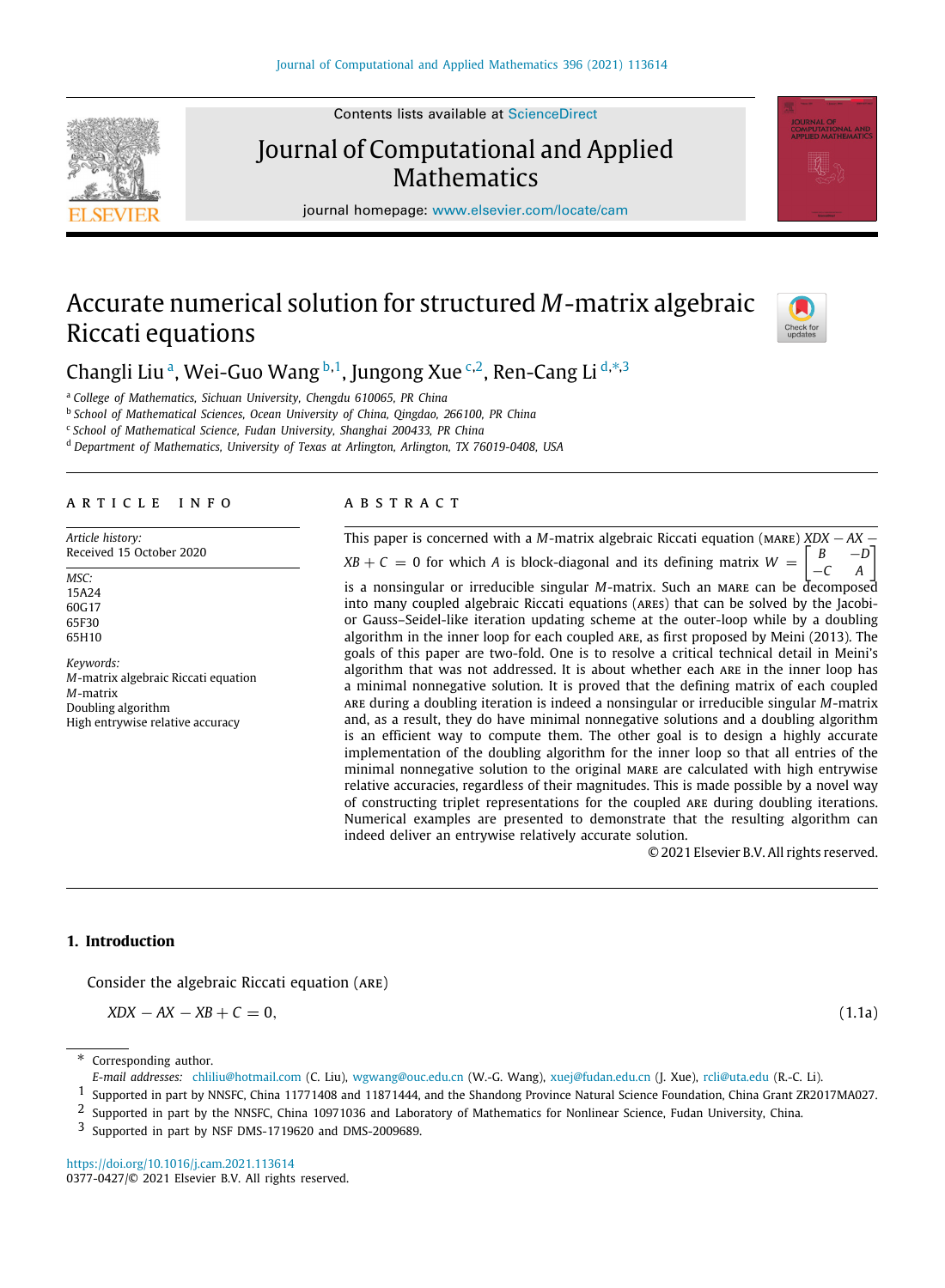# Accurate numerical solution for structured $M$-matrix algebraic Riccati equations

Changli Liu [a], Wei-Guo Wang [b,1], Jungong Xue [c,2], Ren-Cang Li [d,*,3]

[a] College of Mathematics, Sichuan University, Chengdu 610065, PR China
[b] School of Mathematical Sciences, Ocean University of China, Qingdao, 266100, PR China
[c] School of Mathematical Science, Fudan University, Shanghai 200433, PR China
[d] Department of Mathematics, University of Texas at Arlington, Arlington, TX 76019-0408, USA

## ARTICLE INFO

*Article history:*
Received 15 October 2020

*MSC:*
15A24
60G17
65F30
65H10

*Keywords:*
$M$-matrix algebraic Riccati equation
$M$-matrix
Doubling algorithm
High entrywise relative accuracy

## ABSTRACT

This paper is concerned with a $M$-matrix algebraic Riccati equation (MARE) $XDX - AX - XB + C = 0$ for which $A$ is block-diagonal and its defining matrix $W = \begin{bmatrix} B & -D \\ -C & A \end{bmatrix}$ is a nonsingular or irreducible singular $M$-matrix. Such an MARE can be decomposed into many coupled algebraic Riccati equations (AREs) that can be solved by the Jacobi- or Gauss–Seidel-like iteration updating scheme at the outer-loop while by a doubling algorithm in the inner loop for each coupled ARE, as first proposed by Meini (2013). The goals of this paper are two-fold. One is to resolve a critical technical detail in Meini's algorithm that was not addressed. It is about whether each ARE in the inner loop has a minimal nonnegative solution. It is proved that the defining matrix of each coupled ARE during a doubling iteration is indeed a nonsingular or irreducible singular $M$-matrix and, as a result, they do have minimal nonnegative solutions and a doubling algorithm is an efficient way to compute them. The other goal is to design a highly accurate implementation of the doubling algorithm for the inner loop so that all entries of the minimal nonnegative solution to the original MARE are calculated with high entrywise relative accuracies, regardless of their magnitudes. This is made possible by a novel way of constructing triplet representations for the coupled ARE during doubling iterations. Numerical examples are presented to demonstrate that the resulting algorithm can indeed deliver an entrywise relatively accurate solution.

© 2021 Elsevier B.V. All rights reserved.

## 1. Introduction

Consider the algebraic Riccati equation (ARE)

$$XDX - AX - XB + C = 0, \tag{1.1a}$$

---

* Corresponding author.
*E-mail addresses:* chliliu@hotmail.com (C. Liu), wgwang@ouc.edu.cn (W.-G. Wang), xuej@fudan.edu.cn (J. Xue), rcli@uta.edu (R.-C. Li).

1 Supported in part by NNSFC, China 11771408 and 11871444, and the Shandong Province Natural Science Foundation, China Grant ZR2017MA027.
2 Supported in part by the NNSFC, China 10971036 and Laboratory of Mathematics for Nonlinear Science, Fudan University, China.
3 Supported in part by NSF DMS-1719620 and DMS-2009689.

https://doi.org/10.1016/j.cam.2021.113614
0377-0427/© 2021 Elsevier B.V. All rights reserved.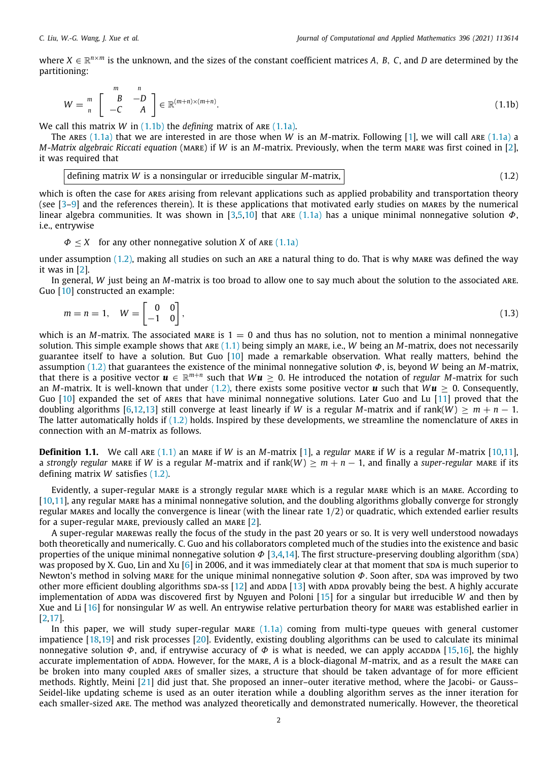where $X \in \mathbb{R}^{n\times m}$ is the unknown, and the sizes of the constant coefficient matrices $A$, $B$, $C$, and $D$ are determined by the partitioning:

$$W = \begin{array}{c} \\ m \\ n \end{array} \begin{array}{c} \begin{array}{cc} m & n \end{array} \\ \begin{bmatrix} B & -D \\ -C & A \end{bmatrix} \end{array} \in \mathbb{R}^{(m+n)\times(m+n)}. \tag{1.1b}$$

We call this matrix $W$ in (1.1b) the *defining* matrix of ARE (1.1a).

The ARES (1.1a) that we are interested in are those when $W$ is an $M$-matrix. Following [1], we will call ARE (1.1a) a *M-Matrix algebraic Riccati equation* (MARE) if $W$ is an $M$-matrix. Previously, when the term MARE was first coined in [2], it was required that

$$\boxed{\text{defining matrix } W \text{ is a nonsingular or irreducible singular } M\text{-matrix,}} \tag{1.2}$$

which is often the case for ARES arising from relevant applications such as applied probability and transportation theory (see [3–9] and the references therein). It is these applications that motivated early studies on MARES by the numerical linear algebra communities. It was shown in [3,5,10] that ARE (1.1a) has a unique minimal nonnegative solution $\Phi$, i.e., entrywise

$$\Phi \le X \quad \text{for any other nonnegative solution } X \text{ of ARE (1.1a)}$$

under assumption (1.2), making all studies on such an ARE a natural thing to do. That is why MARE was defined the way it was in [2].

In general, $W$ just being an $M$-matrix is too broad to allow one to say much about the solution to the associated ARE. Guo [10] constructed an example:

$$m = n = 1, \quad W = \begin{bmatrix} 0 & 0 \\ -1 & 0 \end{bmatrix}, \tag{1.3}$$

which is an $M$-matrix. The associated MARE is $1 = 0$ and thus has no solution, not to mention a minimal nonnegative solution. This simple example shows that ARE (1.1) being simply an MARE, i.e., $W$ being an $M$-matrix, does not necessarily guarantee itself to have a solution. But Guo [10] made a remarkable observation. What really matters, behind the assumption (1.2) that guarantees the existence of the minimal nonnegative solution $\Phi$, is, beyond $W$ being an $M$-matrix, that there is a positive vector $\boldsymbol{u} \in \mathbb{R}^{m+n}$ such that $W\boldsymbol{u} \ge 0$. He introduced the notation of *regular* $M$-matrix for such an $M$-matrix. It is well-known that under (1.2), there exists some positive vector $\boldsymbol{u}$ such that $W\boldsymbol{u} \ge 0$. Consequently, Guo [10] expanded the set of ARES that have minimal nonnegative solutions. Later Guo and Lu [11] proved that the doubling algorithms [6,12,13] still converge at least linearly if $W$ is a regular $M$-matrix and if $\operatorname{rank}(W) \ge m + n - 1$. The latter automatically holds if (1.2) holds. Inspired by these developments, we streamline the nomenclature of ARES in connection with an $M$-matrix as follows.

**Definition 1.1.** We call ARE (1.1) an MARE if $W$ is an $M$-matrix [1], a *regular* MARE if $W$ is a regular $M$-matrix [10,11], a *strongly regular* MARE if $W$ is a regular $M$-matrix and if $\operatorname{rank}(W) \ge m + n - 1$, and finally a *super-regular* MARE if its defining matrix $W$ satisfies (1.2).

Evidently, a super-regular MARE is a strongly regular MARE which is a regular MARE which is an MARE. According to [10,11], any regular MARE has a minimal nonnegative solution, and the doubling algorithms globally converge for strongly regular MARES and locally the convergence is linear (with the linear rate 1/2) or quadratic, which extended earlier results for a super-regular MARE, previously called an MARE [2].

A super-regular MAREwas really the focus of the study in the past 20 years or so. It is very well understood nowadays both theoretically and numerically. C. Guo and his collaborators completed much of the studies into the existence and basic properties of the unique minimal nonnegative solution $\Phi$ [3,4,14]. The first structure-preserving doubling algorithm (SDA) was proposed by X. Guo, Lin and Xu [6] in 2006, and it was immediately clear at that moment that SDA is much superior to Newton's method in solving MARE for the unique minimal nonnegative solution $\Phi$. Soon after, SDA was improved by two other more efficient doubling algorithms SDA-SS [12] and ADDA [13] with ADDA provably being the best. A highly accurate implementation of ADDA was discovered first by Nguyen and Poloni [15] for a singular but irreducible $W$ and then by Xue and Li [16] for nonsingular $W$ as well. An entrywise relative perturbation theory for MARE was established earlier in [2,17].

In this paper, we will study super-regular MARE (1.1a) coming from multi-type queues with general customer impatience [18,19] and risk processes [20]. Evidently, existing doubling algorithms can be used to calculate its minimal nonnegative solution $\Phi$, and, if entrywise accuracy of $\Phi$ is what is needed, we can apply ACCADDA [15,16], the highly accurate implementation of ADDA. However, for the MARE, $A$ is a block-diagonal $M$-matrix, and as a result the MARE can be broken into many coupled ARES of smaller sizes, a structure that should be taken advantage of for more efficient methods. Rightly, Meini [21] did just that. She proposed an inner–outer iterative method, where the Jacobi- or Gauss–Seidel-like updating scheme is used as an outer iteration while a doubling algorithm serves as the inner iteration for each smaller-sized ARE. The method was analyzed theoretically and demonstrated numerically. However, the theoretical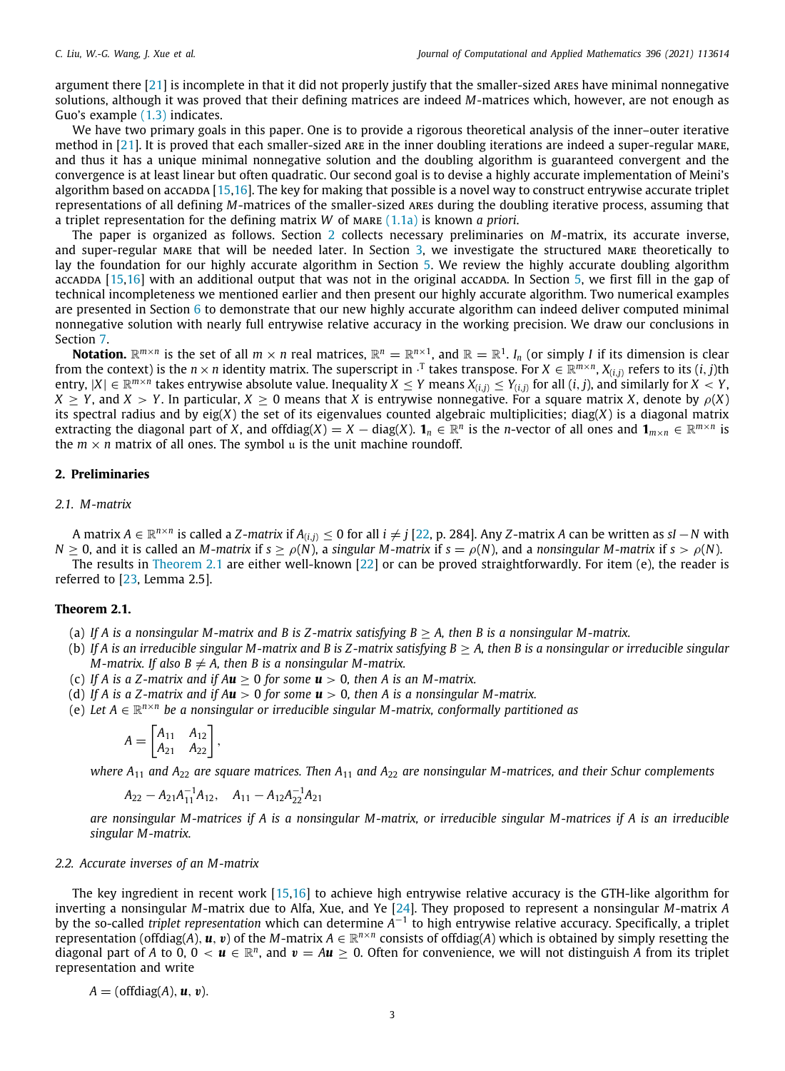argument there [21] is incomplete in that it did not properly justify that the smaller-sized AREs have minimal nonnegative solutions, although it was proved that their defining matrices are indeed $M$-matrices which, however, are not enough as Guo's example (1.3) indicates.

We have two primary goals in this paper. One is to provide a rigorous theoretical analysis of the inner–outer iterative method in [21]. It is proved that each smaller-sized ARE in the inner doubling iterations are indeed a super-regular MARE, and thus it has a unique minimal nonnegative solution and the doubling algorithm is guaranteed convergent and the convergence is at least linear but often quadratic. Our second goal is to devise a highly accurate implementation of Meini's algorithm based on ACCADDA [15,16]. The key for making that possible is a novel way to construct entrywise accurate triplet representations of all defining $M$-matrices of the smaller-sized AREs during the doubling iterative process, assuming that a triplet representation for the defining matrix $W$ of MARE (1.1a) is known *a priori*.

The paper is organized as follows. Section 2 collects necessary preliminaries on $M$-matrix, its accurate inverse, and super-regular MARE that will be needed later. In Section 3, we investigate the structured MARE theoretically to lay the foundation for our highly accurate algorithm in Section 5. We review the highly accurate doubling algorithm ACCADDA [15,16] with an additional output that was not in the original ACCADDA. In Section 5, we first fill in the gap of technical incompleteness we mentioned earlier and then present our highly accurate algorithm. Two numerical examples are presented in Section 6 to demonstrate that our new highly accurate algorithm can indeed deliver computed minimal nonnegative solution with nearly full entrywise relative accuracy in the working precision. We draw our conclusions in Section 7.

**Notation.** $\mathbb{R}^{m\times n}$ is the set of all $m \times n$ real matrices, $\mathbb{R}^n = \mathbb{R}^{n\times 1}$, and $\mathbb{R} = \mathbb{R}^1$. $I_n$ (or simply $I$ if its dimension is clear from the context) is the $n \times n$ identity matrix. The superscript in $\cdot^{\mathrm{T}}$ takes transpose. For $X \in \mathbb{R}^{m\times n}$, $X_{(i,j)}$ refers to its $(i, j)$th entry, $|X| \in \mathbb{R}^{m\times n}$ takes entrywise absolute value. Inequality $X \le Y$ means $X_{(i,j)} \le Y_{(i,j)}$ for all $(i, j)$, and similarly for $X < Y$, $X \ge Y$, and $X > Y$. In particular, $X \ge 0$ means that $X$ is entrywise nonnegative. For a square matrix $X$, denote by $\rho(X)$ its spectral radius and by $\mathrm{eig}(X)$ the set of its eigenvalues counted algebraic multiplicities; $\mathrm{diag}(X)$ is a diagonal matrix extracting the diagonal part of $X$, and $\mathrm{offdiag}(X) = X - \mathrm{diag}(X)$. $\mathbf{1}_n \in \mathbb{R}^n$ is the $n$-vector of all ones and $\mathbf{1}_{m\times n} \in \mathbb{R}^{m\times n}$ is the $m \times n$ matrix of all ones. The symbol $\mathfrak{u}$ is the unit machine roundoff.

## 2. Preliminaries

### 2.1. M-matrix

A matrix $A \in \mathbb{R}^{n\times n}$ is called a *Z-matrix* if $A_{(i,j)} \le 0$ for all $i \ne j$ [22, p. 284]. Any $Z$-matrix $A$ can be written as $sI - N$ with $N \ge 0$, and it is called an *M-matrix* if $s \ge \rho(N)$, a *singular M-matrix* if $s = \rho(N)$, and a *nonsingular M-matrix* if $s > \rho(N)$.

The results in Theorem 2.1 are either well-known [22] or can be proved straightforwardly. For item (e), the reader is referred to [23, Lemma 2.5].

**Theorem 2.1.**

(a) *If $A$ is a nonsingular M-matrix and $B$ is Z-matrix satisfying $B \ge A$, then $B$ is a nonsingular M-matrix.*

(b) *If $A$ is an irreducible singular M-matrix and $B$ is Z-matrix satisfying $B \ge A$, then $B$ is a nonsingular or irreducible singular M-matrix. If also $B \ne A$, then $B$ is a nonsingular M-matrix.*

(c) *If $A$ is a Z-matrix and if $A\boldsymbol{u} \ge 0$ for some $\boldsymbol{u} > 0$, then $A$ is an M-matrix.*

(d) *If $A$ is a Z-matrix and if $A\boldsymbol{u} > 0$ for some $\boldsymbol{u} > 0$, then $A$ is a nonsingular M-matrix.*

(e) *Let $A \in \mathbb{R}^{n\times n}$ be a nonsingular or irreducible singular M-matrix, conformally partitioned as*

$$A = \begin{bmatrix} A_{11} & A_{12} \\ A_{21} & A_{22} \end{bmatrix},$$

*where $A_{11}$ and $A_{22}$ are square matrices. Then $A_{11}$ and $A_{22}$ are nonsingular M-matrices, and their Schur complements*

$$A_{22} - A_{21}A_{11}^{-1}A_{12}, \quad A_{11} - A_{12}A_{22}^{-1}A_{21}$$

*are nonsingular M-matrices if $A$ is a nonsingular M-matrix, or irreducible singular M-matrices if $A$ is an irreducible singular M-matrix.*

### 2.2. Accurate inverses of an M-matrix

The key ingredient in recent work [15,16] to achieve high entrywise relative accuracy is the GTH-like algorithm for inverting a nonsingular $M$-matrix due to Alfa, Xue, and Ye [24]. They proposed to represent a nonsingular $M$-matrix $A$ by the so-called *triplet representation* which can determine $A^{-1}$ to high entrywise relative accuracy. Specifically, a triplet representation $(\mathrm{offdiag}(A), \boldsymbol{u}, \boldsymbol{v})$ of the $M$-matrix $A \in \mathbb{R}^{n\times n}$ consists of $\mathrm{offdiag}(A)$ which is obtained by simply resetting the diagonal part of $A$ to 0, $0 < \boldsymbol{u} \in \mathbb{R}^n$, and $\boldsymbol{v} = A\boldsymbol{u} \ge 0$. Often for convenience, we will not distinguish $A$ from its triplet representation and write

$$A = (\mathrm{offdiag}(A), \boldsymbol{u}, \boldsymbol{v}).$$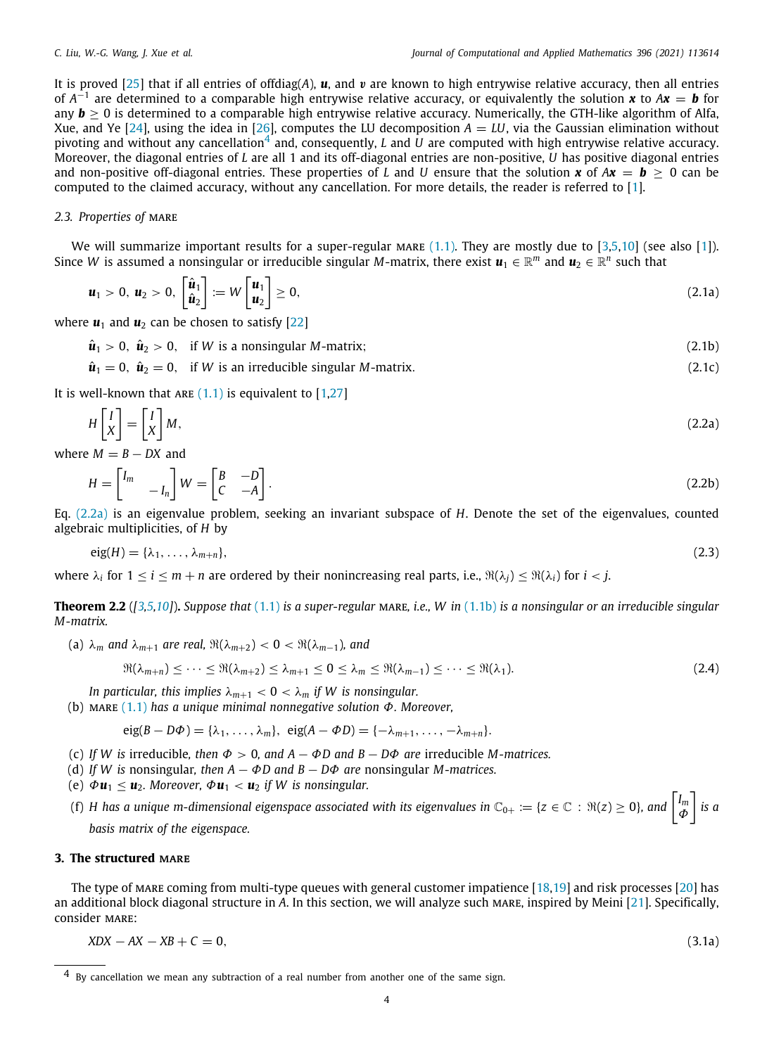It is proved [25] that if all entries of offdiag($A$), $\boldsymbol{u}$, and $\boldsymbol{v}$ are known to high entrywise relative accuracy, then all entries of $A^{-1}$ are determined to a comparable high entrywise relative accuracy, or equivalently the solution $\boldsymbol{x}$ to $A\boldsymbol{x} = \boldsymbol{b}$ for any $\boldsymbol{b} \geq 0$ is determined to a comparable high entrywise relative accuracy. Numerically, the GTH-like algorithm of Alfa, Xue, and Ye [24], using the idea in [26], computes the LU decomposition $A = LU$, via the Gaussian elimination without pivoting and without any cancellation[4] and, consequently, $L$ and $U$ are computed with high entrywise relative accuracy. Moreover, the diagonal entries of $L$ are all 1 and its off-diagonal entries are non-positive, $U$ has positive diagonal entries and non-positive off-diagonal entries. These properties of $L$ and $U$ ensure that the solution $\boldsymbol{x}$ of $A\boldsymbol{x} = \boldsymbol{b} \geq 0$ can be computed to the claimed accuracy, without any cancellation. For more details, the reader is referred to [1].

### 2.3. Properties of MARE

We will summarize important results for a super-regular MARE (1.1). They are mostly due to [3,5,10] (see also [1]). Since $W$ is assumed a nonsingular or irreducible singular $M$-matrix, there exist $\boldsymbol{u}_1 \in \mathbb{R}^m$ and $\boldsymbol{u}_2 \in \mathbb{R}^n$ such that

$$\boldsymbol{u}_1 > 0,\ \boldsymbol{u}_2 > 0,\ \begin{bmatrix} \hat{\boldsymbol{u}}_1 \\ \hat{\boldsymbol{u}}_2 \end{bmatrix} := W \begin{bmatrix} \boldsymbol{u}_1 \\ \boldsymbol{u}_2 \end{bmatrix} \geq 0, \tag{2.1a}$$

where $\boldsymbol{u}_1$ and $\boldsymbol{u}_2$ can be chosen to satisfy [22]

$$\hat{\boldsymbol{u}}_1 > 0,\ \hat{\boldsymbol{u}}_2 > 0, \quad \text{if } W \text{ is a nonsingular } M\text{-matrix;} \tag{2.1b}$$

$$\hat{\boldsymbol{u}}_1 = 0,\ \hat{\boldsymbol{u}}_2 = 0, \quad \text{if } W \text{ is an irreducible singular } M\text{-matrix.} \tag{2.1c}$$

It is well-known that ARE (1.1) is equivalent to [1,27]

$$H \begin{bmatrix} I \\ X \end{bmatrix} = \begin{bmatrix} I \\ X \end{bmatrix} M, \tag{2.2a}$$

where $M = B - DX$ and

$$H = \begin{bmatrix} I_m & \\ & -I_n \end{bmatrix} W = \begin{bmatrix} B & -D \\ C & -A \end{bmatrix}. \tag{2.2b}$$

Eq. (2.2a) is an eigenvalue problem, seeking an invariant subspace of $H$. Denote the set of the eigenvalues, counted algebraic multiplicities, of $H$ by

$$\operatorname{eig}(H) = \{\lambda_1, \ldots, \lambda_{m+n}\}, \tag{2.3}$$

where $\lambda_i$ for $1 \leq i \leq m+n$ are ordered by their nonincreasing real parts, i.e., $\Re(\lambda_j) \leq \Re(\lambda_i)$ for $i < j$.

**Theorem 2.2** ([3,5,10])**.** *Suppose that (1.1) is a super-regular MARE, i.e., $W$ in (1.1b) is a nonsingular or an irreducible singular $M$-matrix.*

(a) *$\lambda_m$ and $\lambda_{m+1}$ are real, $\Re(\lambda_{m+2}) < 0 < \Re(\lambda_{m-1})$, and*

$$\Re(\lambda_{m+n}) \leq \cdots \leq \Re(\lambda_{m+2}) \leq \lambda_{m+1} \leq 0 \leq \lambda_m \leq \Re(\lambda_{m-1}) \leq \cdots \leq \Re(\lambda_1). \tag{2.4}$$

*In particular, this implies $\lambda_{m+1} < 0 < \lambda_m$ if $W$ is nonsingular.*

(b) *MARE (1.1) has a unique minimal nonnegative solution $\Phi$. Moreover,*

$$\operatorname{eig}(B - D\Phi) = \{\lambda_1, \ldots, \lambda_m\},\ \ \operatorname{eig}(A - \Phi D) = \{-\lambda_{m+1}, \ldots, -\lambda_{m+n}\}.$$

(c) *If $W$ is irreducible, then $\Phi > 0$, and $A - \Phi D$ and $B - D\Phi$ are irreducible $M$-matrices.*

(d) *If $W$ is nonsingular, then $A - \Phi D$ and $B - D\Phi$ are nonsingular $M$-matrices.*

(e) *$\Phi \boldsymbol{u}_1 \leq \boldsymbol{u}_2$. Moreover, $\Phi \boldsymbol{u}_1 < \boldsymbol{u}_2$ if $W$ is nonsingular.*

(f) *$H$ has a unique $m$-dimensional eigenspace associated with its eigenvalues in $\mathbb{C}_{0+} := \{z \in \mathbb{C} : \Re(z) \geq 0\}$, and $\begin{bmatrix} I_m \\ \Phi \end{bmatrix}$ is a basis matrix of the eigenspace.*

## 3. The structured MARE

The type of MARE coming from multi-type queues with general customer impatience [18,19] and risk processes [20] has an additional block diagonal structure in $A$. In this section, we will analyze such MARE, inspired by Meini [21]. Specifically, consider MARE:

$$XDX - AX - XB + C = 0, \tag{3.1a}$$

[4] By cancellation we mean any subtraction of a real number from another one of the same sign.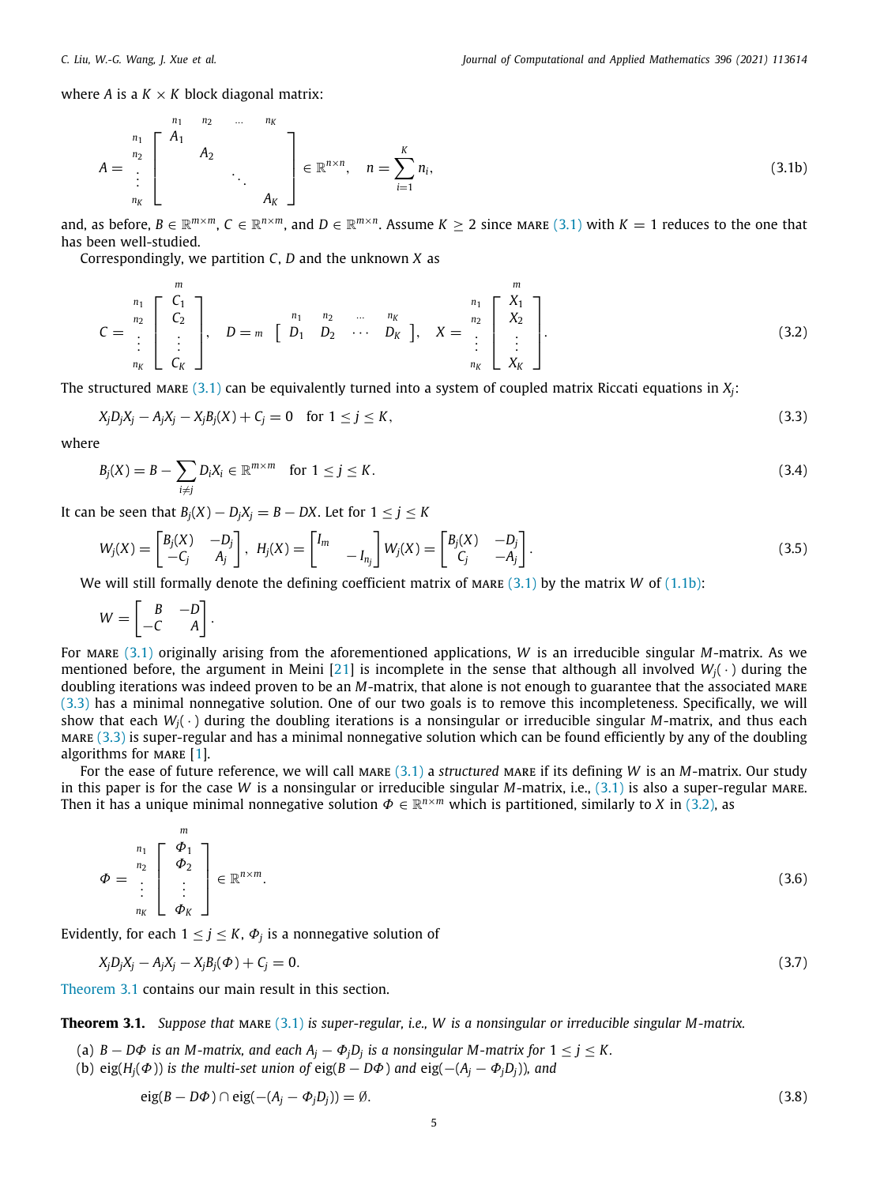where $A$ is a $K \times K$ block diagonal matrix:

$$
A = \begin{array}{c} \scriptstyle n_1 \\ \scriptstyle n_2 \\ \vdots \\ \scriptstyle n_K \end{array}
\overset{\begin{array}{cccc} \scriptstyle n_1 & \scriptstyle n_2 & \scriptstyle \ldots & \scriptstyle n_K \end{array}}{\begin{bmatrix} A_1 & & & \\ & A_2 & & \\ & & \ddots & \\ & & & A_K \end{bmatrix}} \in \mathbb{R}^{n\times n}, \quad n = \sum_{i=1}^{K} n_i, \tag{3.1b}
$$

and, as before, $B \in \mathbb{R}^{m\times m}$, $C \in \mathbb{R}^{n\times m}$, and $D \in \mathbb{R}^{m\times n}$. Assume $K \geq 2$ since MARE (3.1) with $K = 1$ reduces to the one that has been well-studied.

Correspondingly, we partition $C$, $D$ and the unknown $X$ as

$$
C = \begin{array}{c} \scriptstyle n_1 \\ \scriptstyle n_2 \\ \vdots \\ \scriptstyle n_K \end{array}
\overset{\scriptstyle m}{\begin{bmatrix} C_1 \\ C_2 \\ \vdots \\ C_K \end{bmatrix}}, \quad
D = {\scriptstyle m} \overset{\begin{array}{cccc} \scriptstyle n_1 & \scriptstyle n_2 & \scriptstyle \ldots & \scriptstyle n_K \end{array}}{\begin{bmatrix} D_1 & D_2 & \cdots & D_K \end{bmatrix}}, \quad
X = \begin{array}{c} \scriptstyle n_1 \\ \scriptstyle n_2 \\ \vdots \\ \scriptstyle n_K \end{array}
\overset{\scriptstyle m}{\begin{bmatrix} X_1 \\ X_2 \\ \vdots \\ X_K \end{bmatrix}}. \tag{3.2}
$$

The structured MARE (3.1) can be equivalently turned into a system of coupled matrix Riccati equations in $X_j$:

$$
X_j D_j X_j - A_j X_j - X_j B_j(X) + C_j = 0 \quad \text{for } 1 \leq j \leq K, \tag{3.3}
$$

where

$$
B_j(X) = B - \sum_{i\neq j} D_i X_i \in \mathbb{R}^{m\times m} \quad \text{for } 1 \leq j \leq K. \tag{3.4}
$$

It can be seen that $B_j(X) - D_j X_j = B - DX$. Let for $1 \leq j \leq K$

$$
W_j(X) = \begin{bmatrix} B_j(X) & -D_j \\ -C_j & A_j \end{bmatrix}, \; H_j(X) = \begin{bmatrix} I_m & \\ & -I_{n_j} \end{bmatrix} W_j(X) = \begin{bmatrix} B_j(X) & -D_j \\ C_j & -A_j \end{bmatrix}. \tag{3.5}
$$

We will still formally denote the defining coefficient matrix of MARE (3.1) by the matrix $W$ of (1.1b):

$$
W = \begin{bmatrix} B & -D \\ -C & A \end{bmatrix}.
$$

For MARE (3.1) originally arising from the aforementioned applications, $W$ is an irreducible singular $M$-matrix. As we mentioned before, the argument in Meini [21] is incomplete in the sense that although all involved $W_j(\cdot)$ during the doubling iterations was indeed proven to be an $M$-matrix, that alone is not enough to guarantee that the associated MARE (3.3) has a minimal nonnegative solution. One of our two goals is to remove this incompleteness. Specifically, we will show that each $W_j(\cdot)$ during the doubling iterations is a nonsingular or irreducible singular $M$-matrix, and thus each MARE (3.3) is super-regular and has a minimal nonnegative solution which can be found efficiently by any of the doubling algorithms for MARE [1].

For the ease of future reference, we will call MARE (3.1) a *structured* MARE if its defining $W$ is an $M$-matrix. Our study in this paper is for the case $W$ is a nonsingular or irreducible singular $M$-matrix, i.e., (3.1) is also a super-regular MARE. Then it has a unique minimal nonnegative solution $\Phi \in \mathbb{R}^{n\times m}$ which is partitioned, similarly to $X$ in (3.2), as

$$
\Phi = \begin{array}{c} \scriptstyle n_1 \\ \scriptstyle n_2 \\ \vdots \\ \scriptstyle n_K \end{array}
\overset{\scriptstyle m}{\begin{bmatrix} \Phi_1 \\ \Phi_2 \\ \vdots \\ \Phi_K \end{bmatrix}} \in \mathbb{R}^{n\times m}. \tag{3.6}
$$

Evidently, for each $1 \leq j \leq K$, $\Phi_j$ is a nonnegative solution of

$$
X_j D_j X_j - A_j X_j - X_j B_j(\Phi) + C_j = 0. \tag{3.7}
$$

Theorem 3.1 contains our main result in this section.

**Theorem 3.1.** *Suppose that* MARE (3.1) *is super-regular, i.e., $W$ is a nonsingular or irreducible singular $M$-matrix.*

(a) *$B - D\Phi$ is an $M$-matrix, and each $A_j - \Phi_j D_j$ is a nonsingular $M$-matrix for $1 \leq j \leq K$.*
(b) *$\operatorname{eig}(H_j(\Phi))$ is the multi-set union of $\operatorname{eig}(B - D\Phi)$ and $\operatorname{eig}(-(A_j - \Phi_j D_j))$, and*

$$
\operatorname{eig}(B - D\Phi) \cap \operatorname{eig}(-(A_j - \Phi_j D_j)) = \emptyset. \tag{3.8}
$$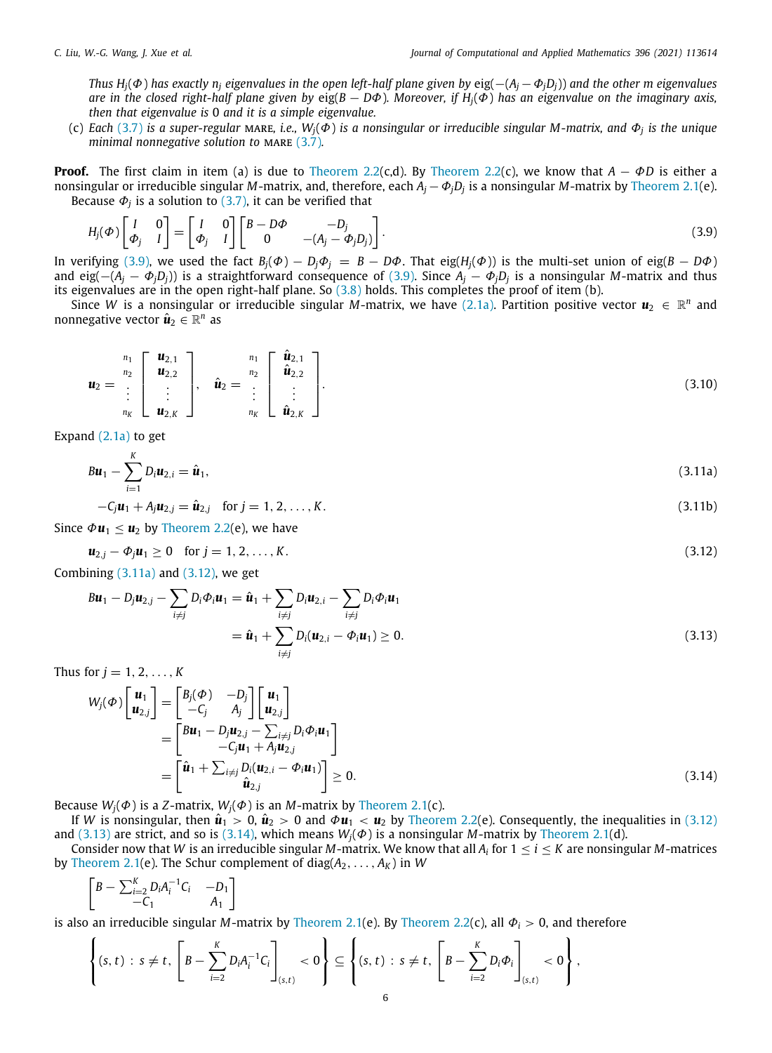*Thus $H_j(\Phi)$ has exactly $n_j$ eigenvalues in the open left-half plane given by $\operatorname{eig}(-(A_j - \Phi_j D_j))$ and the other $m$ eigenvalues are in the closed right-half plane given by $\operatorname{eig}(B - D\Phi)$. Moreover, if $H_j(\Phi)$ has an eigenvalue on the imaginary axis, then that eigenvalue is 0 and it is a simple eigenvalue.*

(c) *Each (3.7) is a super-regular MARE, i.e., $W_j(\Phi)$ is a nonsingular or irreducible singular M-matrix, and $\Phi_j$ is the unique minimal nonnegative solution to MARE (3.7).*

**Proof.** The first claim in item (a) is due to Theorem 2.2(c,d). By Theorem 2.2(c), we know that $A - \Phi D$ is either a nonsingular or irreducible singular $M$-matrix, and, therefore, each $A_j - \Phi_j D_j$ is a nonsingular $M$-matrix by Theorem 2.1(e).

Because $\Phi_j$ is a solution to (3.7), it can be verified that

$$H_j(\Phi)\begin{bmatrix} I & 0 \\ \Phi_j & I \end{bmatrix} = \begin{bmatrix} I & 0 \\ \Phi_j & I \end{bmatrix}\begin{bmatrix} B - D\Phi & -D_j \\ 0 & -(A_j - \Phi_j D_j) \end{bmatrix}. \tag{3.9}$$

In verifying (3.9), we used the fact $B_j(\Phi) - D_j\Phi_j = B - D\Phi$. That $\operatorname{eig}(H_j(\Phi))$ is the multi-set union of $\operatorname{eig}(B - D\Phi)$ and $\operatorname{eig}(-(A_j - \Phi_j D_j))$ is a straightforward consequence of (3.9). Since $A_j - \Phi_j D_j$ is a nonsingular $M$-matrix and thus its eigenvalues are in the open right-half plane. So (3.8) holds. This completes the proof of item (b).

Since $W$ is a nonsingular or irreducible singular $M$-matrix, we have (2.1a). Partition positive vector $\boldsymbol{u}_2 \in \mathbb{R}^n$ and nonnegative vector $\hat{\boldsymbol{u}}_2 \in \mathbb{R}^n$ as

$$\boldsymbol{u}_2 = \begin{matrix} {\scriptstyle n_1} \\ {\scriptstyle n_2} \\ \vdots \\ {\scriptstyle n_K} \end{matrix}\begin{bmatrix} \boldsymbol{u}_{2,1} \\ \boldsymbol{u}_{2,2} \\ \vdots \\ \boldsymbol{u}_{2,K} \end{bmatrix}, \quad \hat{\boldsymbol{u}}_2 = \begin{matrix} {\scriptstyle n_1} \\ {\scriptstyle n_2} \\ \vdots \\ {\scriptstyle n_K} \end{matrix}\begin{bmatrix} \hat{\boldsymbol{u}}_{2,1} \\ \hat{\boldsymbol{u}}_{2,2} \\ \vdots \\ \hat{\boldsymbol{u}}_{2,K} \end{bmatrix}. \tag{3.10}$$

Expand (2.1a) to get

$$B\boldsymbol{u}_1 - \sum_{i=1}^{K} D_i\boldsymbol{u}_{2,i} = \hat{\boldsymbol{u}}_1, \tag{3.11a}$$

$$-C_j\boldsymbol{u}_1 + A_j\boldsymbol{u}_{2,j} = \hat{\boldsymbol{u}}_{2,j} \quad \text{for } j = 1, 2, \ldots, K. \tag{3.11b}$$

Since $\Phi\boldsymbol{u}_1 \le \boldsymbol{u}_2$ by Theorem 2.2(e), we have

$$\boldsymbol{u}_{2,j} - \Phi_j\boldsymbol{u}_1 \ge 0 \quad \text{for } j = 1, 2, \ldots, K. \tag{3.12}$$

Combining (3.11a) and (3.12), we get

$$\begin{aligned} B\boldsymbol{u}_1 - D_j\boldsymbol{u}_{2,j} - \sum_{i\ne j} D_i\Phi_i\boldsymbol{u}_1 &= \hat{\boldsymbol{u}}_1 + \sum_{i\ne j} D_i\boldsymbol{u}_{2,i} - \sum_{i\ne j} D_i\Phi_i\boldsymbol{u}_1 \\ &= \hat{\boldsymbol{u}}_1 + \sum_{i\ne j} D_i(\boldsymbol{u}_{2,i} - \Phi_i\boldsymbol{u}_1) \ge 0. \end{aligned} \tag{3.13}$$

Thus for $j = 1, 2, \ldots, K$

$$\begin{aligned} W_j(\Phi)\begin{bmatrix} \boldsymbol{u}_1 \\ \boldsymbol{u}_{2,j} \end{bmatrix} &= \begin{bmatrix} B_j(\Phi) & -D_j \\ -C_j & A_j \end{bmatrix}\begin{bmatrix} \boldsymbol{u}_1 \\ \boldsymbol{u}_{2,j} \end{bmatrix} \\ &= \begin{bmatrix} B\boldsymbol{u}_1 - D_j\boldsymbol{u}_{2,j} - \sum_{i\ne j} D_i\Phi_i\boldsymbol{u}_1 \\ -C_j\boldsymbol{u}_1 + A_j\boldsymbol{u}_{2,j} \end{bmatrix} \\ &= \begin{bmatrix} \hat{\boldsymbol{u}}_1 + \sum_{i\ne j} D_i(\boldsymbol{u}_{2,i} - \Phi_i\boldsymbol{u}_1) \\ \hat{\boldsymbol{u}}_{2,j} \end{bmatrix} \ge 0. \end{aligned} \tag{3.14}$$

Because $W_j(\Phi)$ is a $Z$-matrix, $W_j(\Phi)$ is an $M$-matrix by Theorem 2.1(c).

If $W$ is nonsingular, then $\hat{\boldsymbol{u}}_1 > 0$, $\hat{\boldsymbol{u}}_2 > 0$ and $\Phi\boldsymbol{u}_1 < \boldsymbol{u}_2$ by Theorem 2.2(e). Consequently, the inequalities in (3.12) and (3.13) are strict, and so is (3.14), which means $W_j(\Phi)$ is a nonsingular $M$-matrix by Theorem 2.1(d).

Consider now that $W$ is an irreducible singular $M$-matrix. We know that all $A_i$ for $1 \le i \le K$ are nonsingular $M$-matrices by Theorem 2.1(e). The Schur complement of $\operatorname{diag}(A_2, \ldots, A_K)$ in $W$

$$\begin{bmatrix} B - \sum_{i=2}^{K} D_iA_i^{-1}C_i & -D_1 \\ -C_1 & A_1 \end{bmatrix}$$

is also an irreducible singular $M$-matrix by Theorem 2.1(e). By Theorem 2.2(c), all $\Phi_i > 0$, and therefore

$$\left\{(s,t) \,:\, s \ne t,\, \left[B - \sum_{i=2}^{K} D_iA_i^{-1}C_i\right]_{(s,t)} < 0\right\} \subseteq \left\{(s,t) \,:\, s \ne t,\, \left[B - \sum_{i=2}^{K} D_i\Phi_i\right]_{(s,t)} < 0\right\},$$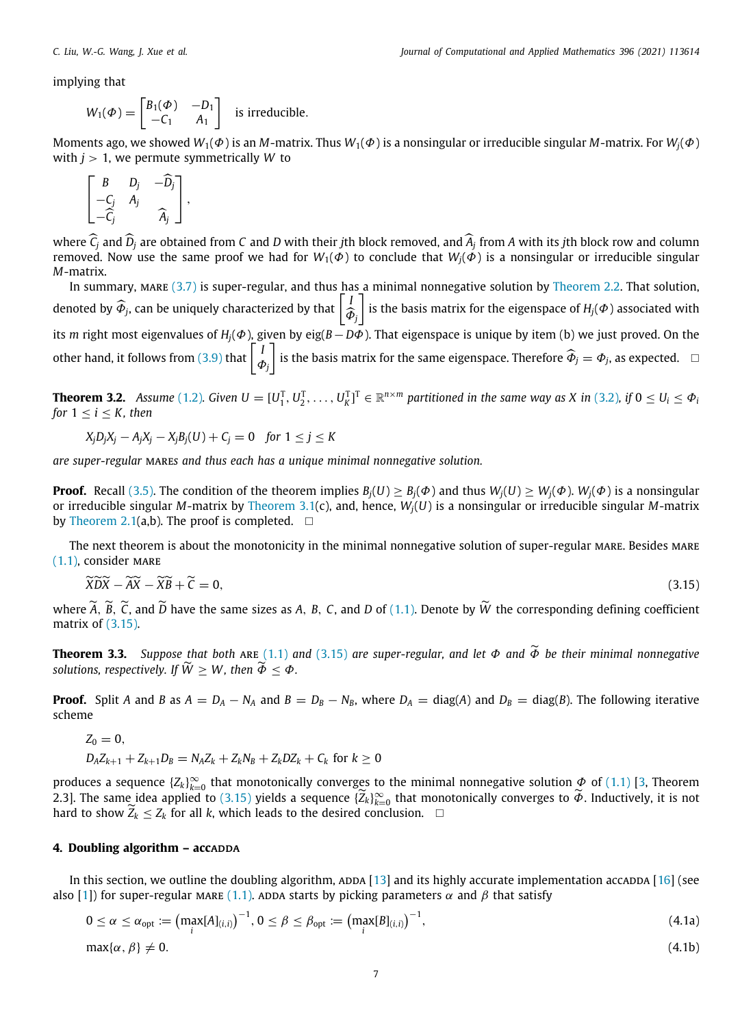implying that

$$W_1(\Phi) = \begin{bmatrix} B_1(\Phi) & -D_1 \\ -C_1 & A_1 \end{bmatrix} \quad \text{is irreducible.}$$

Moments ago, we showed $W_1(\Phi)$ is an $M$-matrix. Thus $W_1(\Phi)$ is a nonsingular or irreducible singular $M$-matrix. For $W_j(\Phi)$ with $j > 1$, we permute symmetrically $W$ to

$$\begin{bmatrix} B & D_j & -\widehat{D}_j \\ -C_j & A_j & \\ -\widehat{C}_j & & \widehat{A}_j \end{bmatrix},$$

where $\widehat{C}_j$ and $\widehat{D}_j$ are obtained from $C$ and $D$ with their $j$th block removed, and $\widehat{A}_j$ from $A$ with its $j$th block row and column removed. Now use the same proof we had for $W_1(\Phi)$ to conclude that $W_j(\Phi)$ is a nonsingular or irreducible singular $M$-matrix.

In summary, MARE (3.7) is super-regular, and thus has a minimal nonnegative solution by Theorem 2.2. That solution, denoted by $\widehat{\Phi}_j$, can be uniquely characterized by that $\begin{bmatrix} I \\ \widehat{\Phi}_j \end{bmatrix}$ is the basis matrix for the eigenspace of $H_j(\Phi)$ associated with its $m$ right most eigenvalues of $H_j(\Phi)$, given by $\operatorname{eig}(B - D\Phi)$. That eigenspace is unique by item (b) we just proved. On the other hand, it follows from (3.9) that $\begin{bmatrix} I \\ \Phi_j \end{bmatrix}$ is the basis matrix for the same eigenspace. Therefore $\widehat{\Phi}_j = \Phi_j$, as expected. $\square$

**Theorem 3.2.** *Assume (1.2). Given $U = [U_1^{\mathrm{T}}, U_2^{\mathrm{T}}, \dots, U_K^{\mathrm{T}}]^{\mathrm{T}} \in \mathbb{R}^{n\times m}$ partitioned in the same way as $X$ in (3.2), if $0 \le U_i \le \Phi_i$ for $1 \le i \le K$, then*

$$X_j D_j X_j - A_j X_j - X_j B_j(U) + C_j = 0 \quad \text{for } 1 \le j \le K$$

*are super-regular MAREs and thus each has a unique minimal nonnegative solution.*

**Proof.** Recall (3.5). The condition of the theorem implies $B_j(U) \ge B_j(\Phi)$ and thus $W_j(U) \ge W_j(\Phi)$. $W_j(\Phi)$ is a nonsingular or irreducible singular $M$-matrix by Theorem 3.1(c), and, hence, $W_j(U)$ is a nonsingular or irreducible singular $M$-matrix by Theorem 2.1(a,b). The proof is completed. $\square$

The next theorem is about the monotonicity in the minimal nonnegative solution of super-regular MARE. Besides MARE (1.1), consider MARE

$$\widetilde{X}\widetilde{D}\widetilde{X} - \widetilde{A}\widetilde{X} - \widetilde{X}\widetilde{B} + \widetilde{C} = 0, \tag{3.15}$$

where $\widetilde{A}$, $\widetilde{B}$, $\widetilde{C}$, and $\widetilde{D}$ have the same sizes as $A$, $B$, $C$, and $D$ of (1.1). Denote by $\widetilde{W}$ the corresponding defining coefficient matrix of (3.15).

**Theorem 3.3.** *Suppose that both ARE (1.1) and (3.15) are super-regular, and let $\Phi$ and $\widetilde{\Phi}$ be their minimal nonnegative solutions, respectively. If $\widetilde{W} \ge W$, then $\widetilde{\Phi} \le \Phi$.*

**Proof.** Split $A$ and $B$ as $A = D_A - N_A$ and $B = D_B - N_B$, where $D_A = \operatorname{diag}(A)$ and $D_B = \operatorname{diag}(B)$. The following iterative scheme

$$Z_0 = 0,$$
$$D_A Z_{k+1} + Z_{k+1} D_B = N_A Z_k + Z_k N_B + Z_k D Z_k + C_k \text{ for } k \ge 0$$

produces a sequence $\{Z_k\}_{k=0}^{\infty}$ that monotonically converges to the minimal nonnegative solution $\Phi$ of (1.1) [3, Theorem 2.3]. The same idea applied to (3.15) yields a sequence $\{\widetilde{Z}_k\}_{k=0}^{\infty}$ that monotonically converges to $\widetilde{\Phi}$. Inductively, it is not hard to show $\widetilde{Z}_k \le Z_k$ for all $k$, which leads to the desired conclusion. $\square$

## 4. Doubling algorithm – accADDA

In this section, we outline the doubling algorithm, ADDA [13] and its highly accurate implementation accADDA [16] (see also [1]) for super-regular MARE (1.1). ADDA starts by picking parameters $\alpha$ and $\beta$ that satisfy

$$0 \le \alpha \le \alpha_{\text{opt}} := \left(\max_i [A]_{(i,i)}\right)^{-1}, \; 0 \le \beta \le \beta_{\text{opt}} := \left(\max_i [B]_{(i,i)}\right)^{-1}, \tag{4.1a}$$

$$\max\{\alpha, \beta\} \ne 0. \tag{4.1b}$$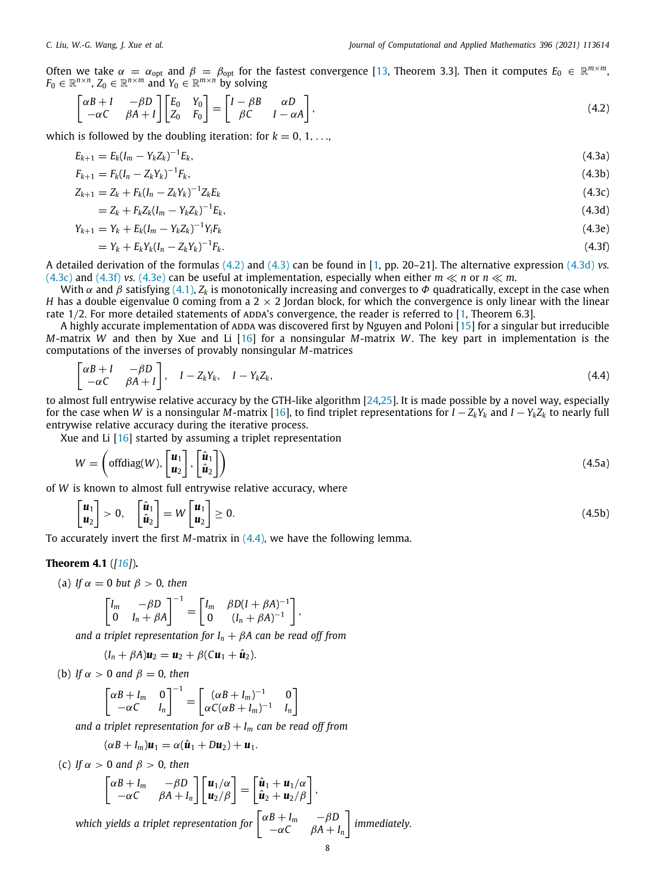Often we take $\alpha = \alpha_{\text{opt}}$ and $\beta = \beta_{\text{opt}}$ for the fastest convergence [13, Theorem 3.3]. Then it computes $E_0 \in \mathbb{R}^{m\times m}$, $F_0 \in \mathbb{R}^{n\times n}$, $Z_0 \in \mathbb{R}^{n\times m}$ and $Y_0 \in \mathbb{R}^{m\times n}$ by solving

$$\begin{bmatrix} \alpha B + I & -\beta D \\ -\alpha C & \beta A + I \end{bmatrix} \begin{bmatrix} E_0 & Y_0 \\ Z_0 & F_0 \end{bmatrix} = \begin{bmatrix} I - \beta B & \alpha D \\ \beta C & I - \alpha A \end{bmatrix}, \tag{4.2}$$

which is followed by the doubling iteration: for $k = 0, 1, \ldots$,

$$E_{k+1} = E_k(I_m - Y_k Z_k)^{-1} E_k, \tag{4.3a}$$

$$F_{k+1} = F_k(I_n - Z_k Y_k)^{-1} F_k, \tag{4.3b}$$

$$Z_{k+1} = Z_k + F_k(I_n - Z_k Y_k)^{-1} Z_k E_k \tag{4.3c}$$

$$\qquad = Z_k + F_k Z_k (I_m - Y_k Z_k)^{-1} E_k, \tag{4.3d}$$

$$Y_{k+1} = Y_k + E_k(I_m - Y_k Z_k)^{-1} Y_i F_k \tag{4.3e}$$

$$\qquad = Y_k + E_k Y_k (I_n - Z_k Y_k)^{-1} F_k. \tag{4.3f}$$

A detailed derivation of the formulas (4.2) and (4.3) can be found in [1, pp. 20–21]. The alternative expression (4.3d) *vs.* (4.3c) and (4.3f) *vs.* (4.3e) can be useful at implementation, especially when either $m \ll n$ or $n \ll m$.

With $\alpha$ and $\beta$ satisfying (4.1), $Z_k$ is monotonically increasing and converges to $\Phi$ quadratically, except in the case when $H$ has a double eigenvalue 0 coming from a $2 \times 2$ Jordan block, for which the convergence is only linear with the linear rate 1/2. For more detailed statements of ADDA's convergence, the reader is referred to [1, Theorem 6.3].

A highly accurate implementation of ADDA was discovered first by Nguyen and Poloni [15] for a singular but irreducible $M$-matrix $W$ and then by Xue and Li [16] for a nonsingular $M$-matrix $W$. The key part in implementation is the computations of the inverses of provably nonsingular $M$-matrices

$$\begin{bmatrix} \alpha B + I & -\beta D \\ -\alpha C & \beta A + I \end{bmatrix}, \quad I - Z_k Y_k, \quad I - Y_k Z_k, \tag{4.4}$$

to almost full entrywise relative accuracy by the GTH-like algorithm [24,25]. It is made possible by a novel way, especially for the case when $W$ is a nonsingular $M$-matrix [16], to find triplet representations for $I - Z_k Y_k$ and $I - Y_k Z_k$ to nearly full entrywise relative accuracy during the iterative process.

Xue and Li [16] started by assuming a triplet representation

$$W = \left(\operatorname{offdiag}(W), \begin{bmatrix} \boldsymbol{u}_1 \\ \boldsymbol{u}_2 \end{bmatrix}, \begin{bmatrix} \hat{\boldsymbol{u}}_1 \\ \hat{\boldsymbol{u}}_2 \end{bmatrix}\right) \tag{4.5a}$$

of $W$ is known to almost full entrywise relative accuracy, where

$$\begin{bmatrix} \boldsymbol{u}_1 \\ \boldsymbol{u}_2 \end{bmatrix} > 0, \quad \begin{bmatrix} \hat{\boldsymbol{u}}_1 \\ \hat{\boldsymbol{u}}_2 \end{bmatrix} = W \begin{bmatrix} \boldsymbol{u}_1 \\ \boldsymbol{u}_2 \end{bmatrix} \geq 0. \tag{4.5b}$$

To accurately invert the first $M$-matrix in (4.4), we have the following lemma.

**Theorem 4.1** ([16]).

(a) *If $\alpha = 0$ but $\beta > 0$, then*

$$\begin{bmatrix} I_m & -\beta D \\ 0 & I_n + \beta A \end{bmatrix}^{-1} = \begin{bmatrix} I_m & \beta D(I + \beta A)^{-1} \\ 0 & (I_n + \beta A)^{-1} \end{bmatrix},$$

*and a triplet representation for $I_n + \beta A$ can be read off from*

$$(I_n + \beta A)\boldsymbol{u}_2 = \boldsymbol{u}_2 + \beta(C\boldsymbol{u}_1 + \hat{\boldsymbol{u}}_2).$$

(b) *If $\alpha > 0$ and $\beta = 0$, then*

$$\begin{bmatrix} \alpha B + I_m & 0 \\ -\alpha C & I_n \end{bmatrix}^{-1} = \begin{bmatrix} (\alpha B + I_m)^{-1} & 0 \\ \alpha C(\alpha B + I_m)^{-1} & I_n \end{bmatrix}$$

*and a triplet representation for $\alpha B + I_m$ can be read off from*

$$(\alpha B + I_m)\boldsymbol{u}_1 = \alpha(\hat{\boldsymbol{u}}_1 + D\boldsymbol{u}_2) + \boldsymbol{u}_1.$$

(c) *If $\alpha > 0$ and $\beta > 0$, then*

$$\begin{bmatrix} \alpha B + I_m & -\beta D \\ -\alpha C & \beta A + I_n \end{bmatrix} \begin{bmatrix} \boldsymbol{u}_1/\alpha \\ \boldsymbol{u}_2/\beta \end{bmatrix} = \begin{bmatrix} \hat{\boldsymbol{u}}_1 + \boldsymbol{u}_1/\alpha \\ \hat{\boldsymbol{u}}_2 + \boldsymbol{u}_2/\beta \end{bmatrix},$$

*which yields a triplet representation for* $\begin{bmatrix} \alpha B + I_m & -\beta D \\ -\alpha C & \beta A + I_n \end{bmatrix}$ *immediately.*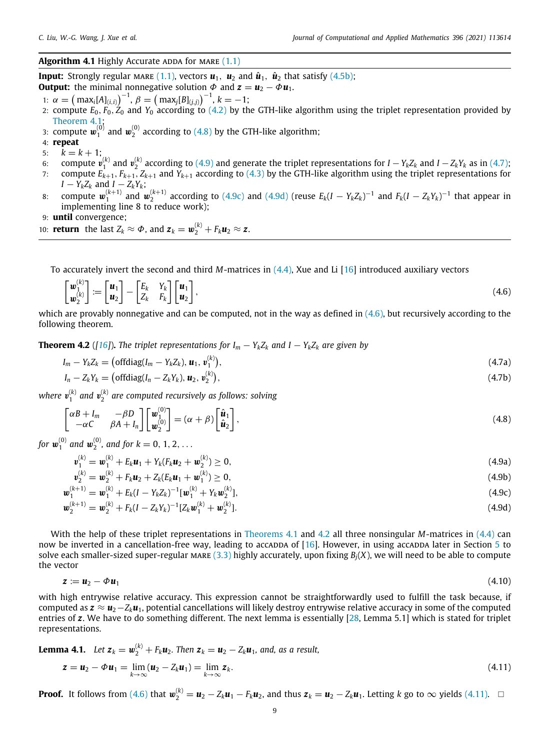**Algorithm 4.1** Highly Accurate ADDA for MARE (1.1)

**Input:** Strongly regular MARE (1.1), vectors $\boldsymbol{u}_1$, $\boldsymbol{u}_2$ and $\hat{\boldsymbol{u}}_1$, $\hat{\boldsymbol{u}}_2$ that satisfy (4.5b);
**Output:** the minimal nonnegative solution $\Phi$ and $\boldsymbol{z} = \boldsymbol{u}_2 - \Phi \boldsymbol{u}_1$.

1: $\alpha = \left(\max_i [A]_{(i,i)}\right)^{-1}$, $\beta = \left(\max_j [B]_{(j,j)}\right)^{-1}$, $k = -1$;
2: compute $E_0, F_0, Z_0$ and $Y_0$ according to (4.2) by the GTH-like algorithm using the triplet representation provided by Theorem 4.1;
3: compute $\boldsymbol{w}_1^{(0)}$ and $\boldsymbol{w}_2^{(0)}$ according to (4.8) by the GTH-like algorithm;
4: **repeat**
5: $\quad k = k + 1$;
6: $\quad$ compute $\boldsymbol{v}_1^{(k)}$ and $\boldsymbol{v}_2^{(k)}$ according to (4.9) and generate the triplet representations for $I - Y_k Z_k$ and $I - Z_k Y_k$ as in (4.7);
7: $\quad$ compute $E_{k+1}, F_{k+1}, Z_{k+1}$ and $Y_{k+1}$ according to (4.3) by the GTH-like algorithm using the triplet representations for $I - Y_k Z_k$ and $I - Z_k Y_k$;
8: $\quad$ compute $\boldsymbol{w}_1^{(k+1)}$ and $\boldsymbol{w}_2^{(k+1)}$ according to (4.9c) and (4.9d) (reuse $E_k(I - Y_k Z_k)^{-1}$ and $F_k(I - Z_k Y_k)^{-1}$ that appear in implementing line 8 to reduce work);
9: **until** convergence;
10: **return** the last $Z_k \approx \Phi$, and $\boldsymbol{z}_k = \boldsymbol{w}_2^{(k)} + F_k \boldsymbol{u}_2 \approx \boldsymbol{z}$.

To accurately invert the second and third $M$-matrices in (4.4), Xue and Li [16] introduced auxiliary vectors

$$
\begin{bmatrix} \boldsymbol{w}_1^{(k)} \\ \boldsymbol{w}_2^{(k)} \end{bmatrix} := \begin{bmatrix} \boldsymbol{u}_1 \\ \boldsymbol{u}_2 \end{bmatrix} - \begin{bmatrix} E_k & Y_k \\ Z_k & F_k \end{bmatrix} \begin{bmatrix} \boldsymbol{u}_1 \\ \boldsymbol{u}_2 \end{bmatrix}, \tag{4.6}
$$

which are provably nonnegative and can be computed, not in the way as defined in (4.6), but recursively according to the following theorem.

**Theorem 4.2** ([16]). *The triplet representations for $I_m - Y_k Z_k$ and $I - Y_k Z_k$ are given by*

$$
I_m - Y_k Z_k = \left(\text{offdiag}(I_m - Y_k Z_k), \boldsymbol{u}_1, \boldsymbol{v}_1^{(k)}\right), \tag{4.7a}
$$

$$
I_n - Z_k Y_k = \left(\text{offdiag}(I_n - Z_k Y_k), \boldsymbol{u}_2, \boldsymbol{v}_2^{(k)}\right), \tag{4.7b}
$$

*where $\boldsymbol{v}_1^{(k)}$ and $\boldsymbol{v}_2^{(k)}$ are computed recursively as follows: solving*

$$
\begin{bmatrix} \alpha B + I_m & -\beta D \\ -\alpha C & \beta A + I_n \end{bmatrix} \begin{bmatrix} \boldsymbol{w}_1^{(0)} \\ \boldsymbol{w}_2^{(0)} \end{bmatrix} = (\alpha + \beta) \begin{bmatrix} \hat{\boldsymbol{u}}_1 \\ \hat{\boldsymbol{u}}_2 \end{bmatrix}, \tag{4.8}
$$

*for $\boldsymbol{w}_1^{(0)}$ and $\boldsymbol{w}_2^{(0)}$, and for $k = 0, 1, 2, \ldots$*

$$
\boldsymbol{v}_1^{(k)} = \boldsymbol{w}_1^{(k)} + E_k \boldsymbol{u}_1 + Y_k(F_k \boldsymbol{u}_2 + \boldsymbol{w}_2^{(k)}) \geq 0, \tag{4.9a}
$$

$$
\boldsymbol{v}_2^{(k)} = \boldsymbol{w}_2^{(k)} + F_k \boldsymbol{u}_2 + Z_k(E_k \boldsymbol{u}_1 + \boldsymbol{w}_1^{(k)}) \geq 0, \tag{4.9b}
$$

$$
\boldsymbol{w}_1^{(k+1)} = \boldsymbol{w}_1^{(k)} + E_k(I - Y_k Z_k)^{-1}[\boldsymbol{w}_1^{(k)} + Y_k \boldsymbol{w}_2^{(k)}], \tag{4.9c}
$$

$$
\boldsymbol{w}_2^{(k+1)} = \boldsymbol{w}_2^{(k)} + F_k(I - Z_k Y_k)^{-1}[Z_k \boldsymbol{w}_1^{(k)} + \boldsymbol{w}_2^{(k)}]. \tag{4.9d}
$$

With the help of these triplet representations in Theorems 4.1 and 4.2 all three nonsingular $M$-matrices in (4.4) can now be inverted in a cancellation-free way, leading to ACCADDA of [16]. However, in using ACCADDA later in Section 5 to solve each smaller-sized super-regular MARE (3.3) highly accurately, upon fixing $B_j(X)$, we will need to be able to compute the vector

$$
\boldsymbol{z} := \boldsymbol{u}_2 - \Phi \boldsymbol{u}_1 \tag{4.10}
$$

with high entrywise relative accuracy. This expression cannot be straightforwardly used to fulfill the task because, if computed as $\boldsymbol{z} \approx \boldsymbol{u}_2 - Z_k \boldsymbol{u}_1$, potential cancellations will likely destroy entrywise relative accuracy in some of the computed entries of $\boldsymbol{z}$. We have to do something different. The next lemma is essentially [28, Lemma 5.1] which is stated for triplet representations.

**Lemma 4.1.** *Let $\boldsymbol{z}_k = \boldsymbol{w}_2^{(k)} + F_k \boldsymbol{u}_2$. Then $\boldsymbol{z}_k = \boldsymbol{u}_2 - Z_k \boldsymbol{u}_1$, and, as a result,*

$$
\boldsymbol{z} = \boldsymbol{u}_2 - \Phi \boldsymbol{u}_1 = \lim_{k \to \infty} (\boldsymbol{u}_2 - Z_k \boldsymbol{u}_1) = \lim_{k \to \infty} \boldsymbol{z}_k. \tag{4.11}
$$

**Proof.** It follows from (4.6) that $\boldsymbol{w}_2^{(k)} = \boldsymbol{u}_2 - Z_k \boldsymbol{u}_1 - F_k \boldsymbol{u}_2$, and thus $\boldsymbol{z}_k = \boldsymbol{u}_2 - Z_k \boldsymbol{u}_1$. Letting $k$ go to $\infty$ yields (4.11). $\square$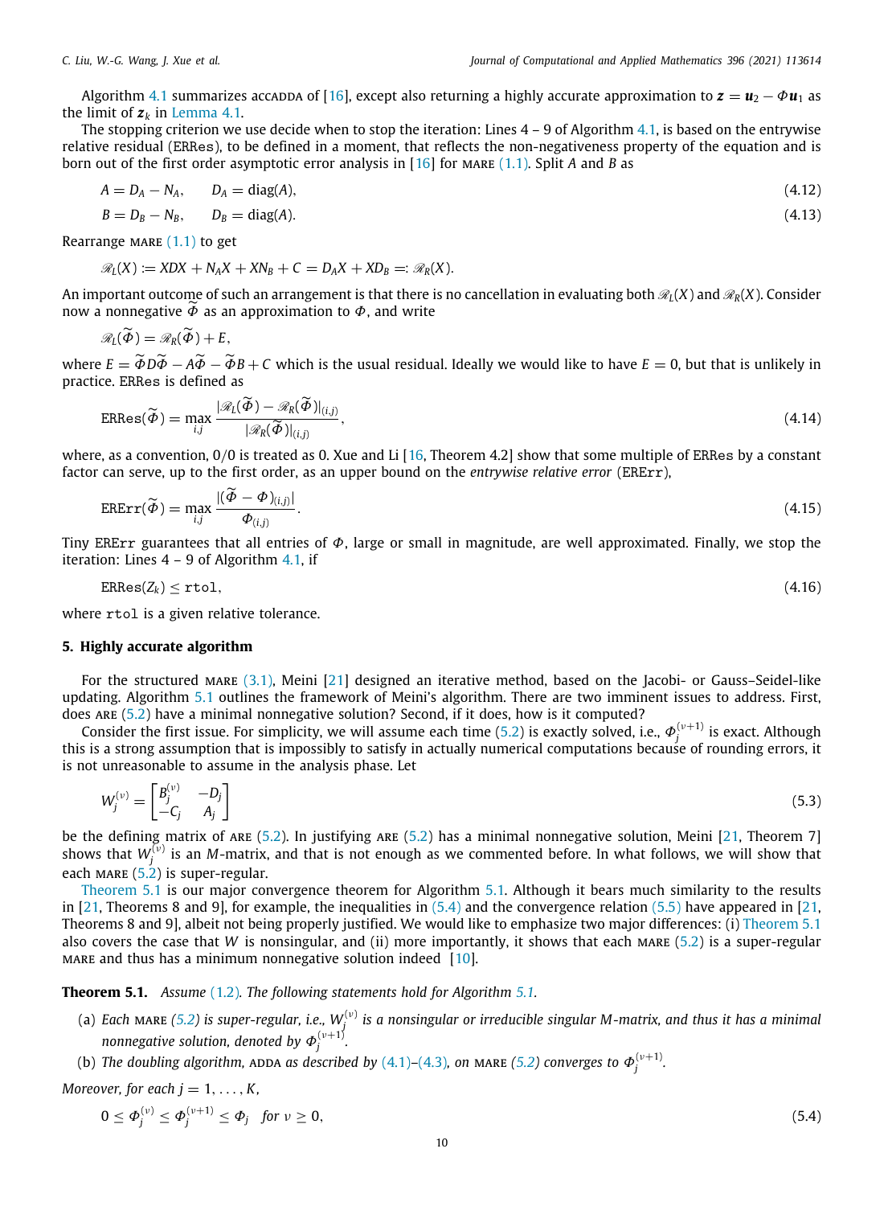Algorithm 4.1 summarizes accADDA of [16], except also returning a highly accurate approximation to $\boldsymbol{z} = \boldsymbol{u}_2 - \Phi \boldsymbol{u}_1$ as the limit of $\boldsymbol{z}_k$ in Lemma 4.1.

The stopping criterion we use decide when to stop the iteration: Lines 4 – 9 of Algorithm 4.1, is based on the entrywise relative residual (ERRes), to be defined in a moment, that reflects the non-negativeness property of the equation and is born out of the first order asymptotic error analysis in [16] for MARE (1.1). Split $A$ and $B$ as

$$A = D_A - N_A, \qquad D_A = \operatorname{diag}(A), \tag{4.12}$$

$$B = D_B - N_B, \qquad D_B = \operatorname{diag}(A). \tag{4.13}$$

Rearrange MARE (1.1) to get

$$\mathscr{R}_L(X) := XDX + N_A X + XN_B + C = D_A X + XD_B =: \mathscr{R}_R(X).$$

An important outcome of such an arrangement is that there is no cancellation in evaluating both $\mathscr{R}_L(X)$ and $\mathscr{R}_R(X)$. Consider now a nonnegative $\widetilde{\Phi}$ as an approximation to $\Phi$, and write

$$\mathscr{R}_L(\widetilde{\Phi}) = \mathscr{R}_R(\widetilde{\Phi}) + E,$$

where $E = \widetilde{\Phi} D \widetilde{\Phi} - A\widetilde{\Phi} - \widetilde{\Phi} B + C$ which is the usual residual. Ideally we would like to have $E = 0$, but that is unlikely in practice. ERRes is defined as

$$\mathtt{ERRes}(\widetilde{\Phi}) = \max_{i,j} \frac{|\mathscr{R}_L(\widetilde{\Phi}) - \mathscr{R}_R(\widetilde{\Phi})|_{(i,j)}}{|\mathscr{R}_R(\widetilde{\Phi})|_{(i,j)}}, \tag{4.14}$$

where, as a convention, $0/0$ is treated as 0. Xue and Li [16, Theorem 4.2] show that some multiple of ERRes by a constant factor can serve, up to the first order, as an upper bound on the *entrywise relative error* (ERErr),

$$\mathtt{ERErr}(\widetilde{\Phi}) = \max_{i,j} \frac{|(\widetilde{\Phi} - \Phi)_{(i,j)}|}{\Phi_{(i,j)}}. \tag{4.15}$$

Tiny ERErr guarantees that all entries of $\Phi$, large or small in magnitude, are well approximated. Finally, we stop the iteration: Lines 4 – 9 of Algorithm 4.1, if

$$\mathtt{ERRes}(Z_k) \le \mathtt{rtol}, \tag{4.16}$$

where rtol is a given relative tolerance.

## 5. Highly accurate algorithm

For the structured MARE (3.1), Meini [21] designed an iterative method, based on the Jacobi- or Gauss–Seidel-like updating. Algorithm 5.1 outlines the framework of Meini's algorithm. There are two imminent issues to address. First, does ARE (5.2) have a minimal nonnegative solution? Second, if it does, how is it computed?

Consider the first issue. For simplicity, we will assume each time (5.2) is exactly solved, i.e., $\Phi_j^{(\nu+1)}$ is exact. Although this is a strong assumption that is impossibly to satisfy in actually numerical computations because of rounding errors, it is not unreasonable to assume in the analysis phase. Let

$$W_j^{(\nu)} = \begin{bmatrix} B_j^{(\nu)} & -D_j \\ -C_j & A_j \end{bmatrix} \tag{5.3}$$

be the defining matrix of ARE (5.2). In justifying ARE (5.2) has a minimal nonnegative solution, Meini [21, Theorem 7] shows that $W_j^{(\nu)}$ is an $M$-matrix, and that is not enough as we commented before. In what follows, we will show that each MARE (5.2) is super-regular.

Theorem 5.1 is our major convergence theorem for Algorithm 5.1. Although it bears much similarity to the results in [21, Theorems 8 and 9], for example, the inequalities in (5.4) and the convergence relation (5.5) have appeared in [21, Theorems 8 and 9], albeit not being properly justified. We would like to emphasize two major differences: (i) Theorem 5.1 also covers the case that $W$ is nonsingular, and (ii) more importantly, it shows that each MARE (5.2) is a super-regular MARE and thus has a minimum nonnegative solution indeed [10].

**Theorem 5.1.** *Assume (1.2). The following statements hold for Algorithm 5.1.*

(a) *Each MARE (5.2) is super-regular, i.e., $W_j^{(\nu)}$ is a nonsingular or irreducible singular $M$-matrix, and thus it has a minimal nonnegative solution, denoted by $\Phi_j^{(\nu+1)}$.*

(b) *The doubling algorithm, ADDA as described by (4.1)–(4.3), on MARE (5.2) converges to $\Phi_j^{(\nu+1)}$.*

*Moreover, for each $j = 1, \ldots, K$,*

$$0 \le \Phi_j^{(\nu)} \le \Phi_j^{(\nu+1)} \le \Phi_j \quad \text{for } \nu \ge 0, \tag{5.4}$$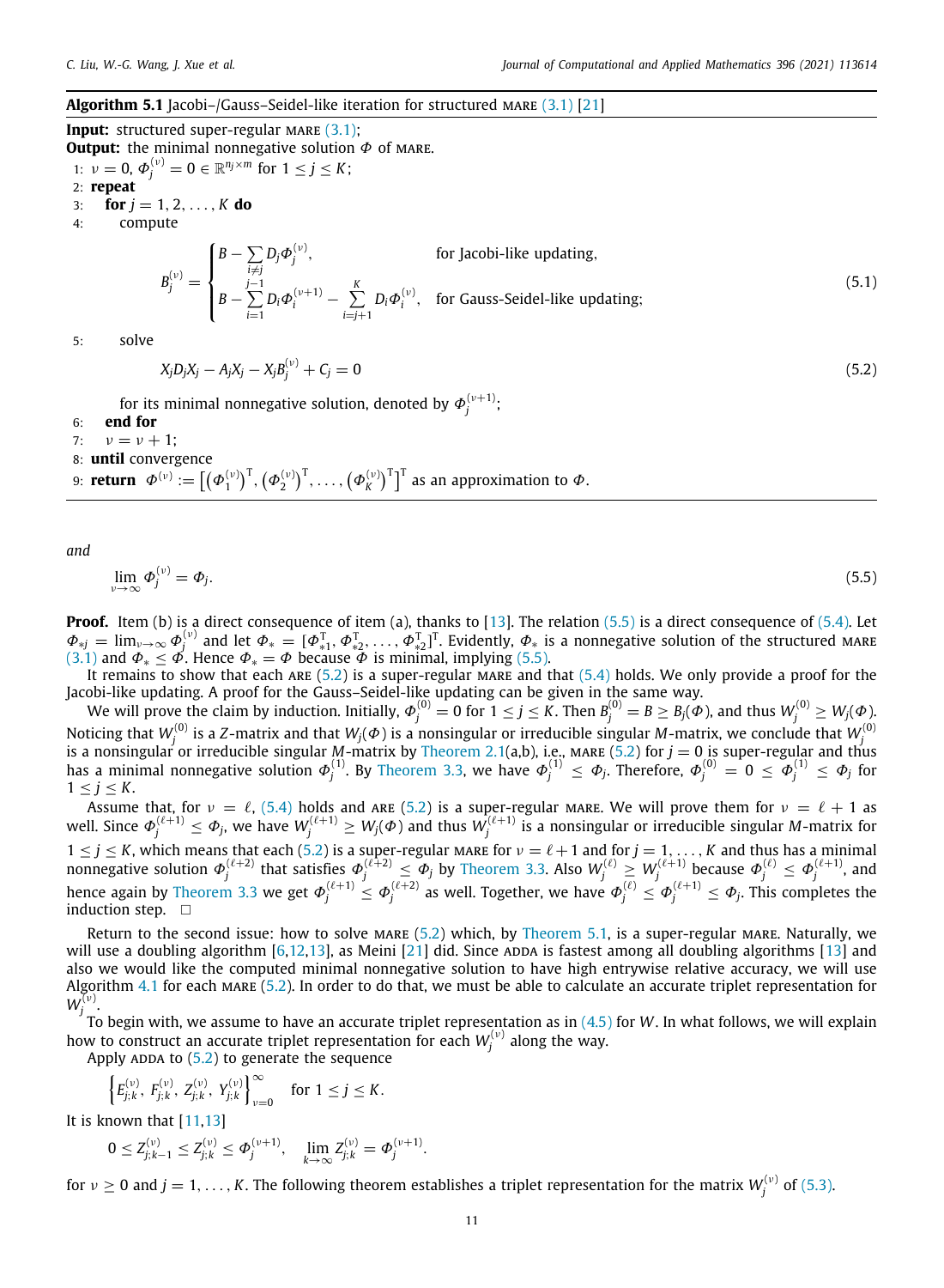**Algorithm 5.1** Jacobi–/Gauss–Seidel-like iteration for structured MARE (3.1) [21]

**Input:** structured super-regular MARE (3.1);
**Output:** the minimal nonnegative solution $\Phi$ of MARE.

1: $\nu = 0$, $\Phi_j^{(\nu)} = 0 \in \mathbb{R}^{n_j \times m}$ for $1 \le j \le K$;
2: **repeat**
3: **for** $j = 1, 2, \ldots, K$ **do**
4: compute

$$B_j^{(\nu)} = \begin{cases} B - \sum\limits_{i \ne j} D_j \Phi_j^{(\nu)}, & \text{for Jacobi-like updating,} \\ B - \sum\limits_{i=1}^{j-1} D_i \Phi_i^{(\nu+1)} - \sum\limits_{i=j+1}^{K} D_i \Phi_i^{(\nu)}, & \text{for Gauss-Seidel-like updating;} \end{cases} \tag{5.1}$$

5: solve

$$X_j D_j X_j - A_j X_j - X_j B_j^{(\nu)} + C_j = 0 \tag{5.2}$$

for its minimal nonnegative solution, denoted by $\Phi_j^{(\nu+1)}$;
6: **end for**
7: $\nu = \nu + 1$;
8: **until** convergence
9: **return** $\Phi^{(\nu)} := \left[(\Phi_1^{(\nu)})^{\mathrm{T}}, (\Phi_2^{(\nu)})^{\mathrm{T}}, \ldots, (\Phi_K^{(\nu)})^{\mathrm{T}}\right]^{\mathrm{T}}$ as an approximation to $\Phi$.

*and*

$$\lim_{\nu \to \infty} \Phi_j^{(\nu)} = \Phi_j. \tag{5.5}$$

**Proof.** Item (b) is a direct consequence of item (a), thanks to [13]. The relation (5.5) is a direct consequence of (5.4). Let $\Phi_{*j} = \lim_{\nu\to\infty} \Phi_j^{(\nu)}$ and let $\Phi_* = [\Phi_{*1}^{\mathrm{T}}, \Phi_{*2}^{\mathrm{T}}, \ldots, \Phi_{*2}^{\mathrm{T}}]^{\mathrm{T}}$. Evidently, $\Phi_*$ is a nonnegative solution of the structured MARE (3.1) and $\Phi_* \le \Phi$. Hence $\Phi_* = \Phi$ because $\Phi$ is minimal, implying (5.5).

It remains to show that each ARE (5.2) is a super-regular MARE and that (5.4) holds. We only provide a proof for the Jacobi-like updating. A proof for the Gauss–Seidel-like updating can be given in the same way.

We will prove the claim by induction. Initially, $\Phi_j^{(0)} = 0$ for $1 \le j \le K$. Then $B_j^{(0)} = B \ge B_j(\Phi)$, and thus $W_j^{(0)} \ge W_j(\Phi)$. Noticing that $W_j^{(0)}$ is a $Z$-matrix and that $W_j(\Phi)$ is a nonsingular or irreducible singular $M$-matrix, we conclude that $W_j^{(0)}$ is a nonsingular or irreducible singular $M$-matrix by Theorem 2.1(a,b), i.e., MARE (5.2) for $j = 0$ is super-regular and thus has a minimal nonnegative solution $\Phi_j^{(1)}$. By Theorem 3.3, we have $\Phi_j^{(1)} \le \Phi_j$. Therefore, $\Phi_j^{(0)} = 0 \le \Phi_j^{(1)} \le \Phi_j$ for $1 \le j \le K$.

Assume that, for $\nu = \ell$, (5.4) holds and ARE (5.2) is a super-regular MARE. We will prove them for $\nu = \ell + 1$ as well. Since $\Phi_j^{(\ell+1)} \le \Phi_j$, we have $W_j^{(\ell+1)} \ge W_j(\Phi)$ and thus $W_j^{(\ell+1)}$ is a nonsingular or irreducible singular $M$-matrix for $1 \le j \le K$, which means that each (5.2) is a super-regular MARE for $\nu = \ell+1$ and for $j = 1, \ldots, K$ and thus has a minimal nonnegative solution $\Phi_j^{(\ell+2)}$ that satisfies $\Phi_j^{(\ell+2)} \le \Phi_j$ by Theorem 3.3. Also $W_j^{(\ell)} \ge W_j^{(\ell+1)}$ because $\Phi_j^{(\ell)} \le \Phi_j^{(\ell+1)}$, and hence again by Theorem 3.3 we get $\Phi_j^{(\ell+1)} \le \Phi_j^{(\ell+2)}$ as well. Together, we have $\Phi_j^{(\ell)} \le \Phi_j^{(\ell+1)} \le \Phi_j$. This completes the induction step. $\square$

Return to the second issue: how to solve MARE (5.2) which, by Theorem 5.1, is a super-regular MARE. Naturally, we will use a doubling algorithm [6,12,13], as Meini [21] did. Since ADDA is fastest among all doubling algorithms [13] and also we would like the computed minimal nonnegative solution to have high entrywise relative accuracy, we will use Algorithm 4.1 for each MARE (5.2). In order to do that, we must be able to calculate an accurate triplet representation for $W_j^{(\nu)}$.

To begin with, we assume to have an accurate triplet representation as in (4.5) for $W$. In what follows, we will explain how to construct an accurate triplet representation for each $W_j^{(\nu)}$ along the way.

Apply ADDA to (5.2) to generate the sequence

$$\left\{ E_{j;k}^{(\nu)}, F_{j;k}^{(\nu)}, Z_{j;k}^{(\nu)}, Y_{j;k}^{(\nu)} \right\}_{\nu=0}^{\infty} \quad \text{for } 1 \le j \le K.$$

It is known that [11,13]

$$0 \le Z_{j;k-1}^{(\nu)} \le Z_{j;k}^{(\nu)} \le \Phi_j^{(\nu+1)}, \quad \lim_{k\to\infty} Z_{j;k}^{(\nu)} = \Phi_j^{(\nu+1)}.$$

for $\nu \ge 0$ and $j = 1, \ldots, K$. The following theorem establishes a triplet representation for the matrix $W_j^{(\nu)}$ of (5.3).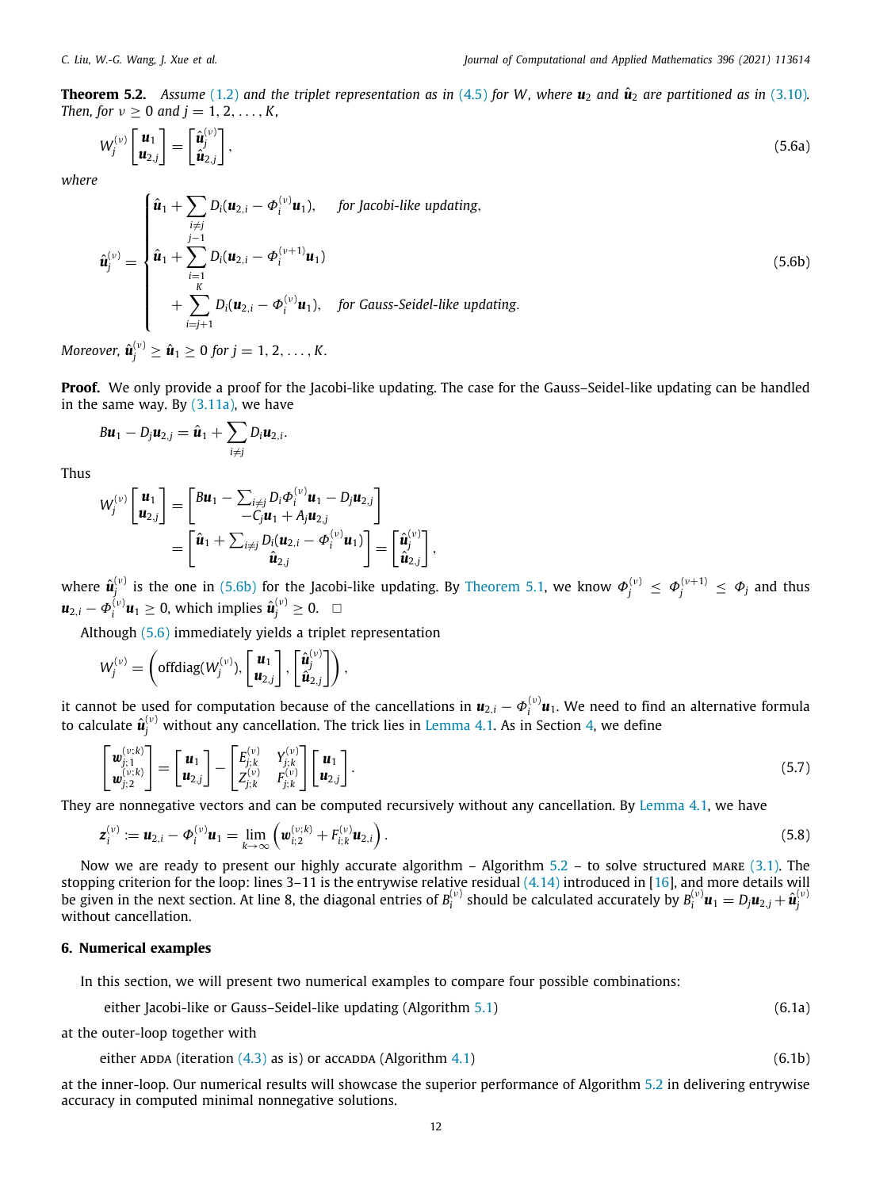**Theorem 5.2.** *Assume (1.2) and the triplet representation as in (4.5) for $W$, where $\boldsymbol{u}_2$ and $\hat{\boldsymbol{u}}_2$ are partitioned as in (3.10). Then, for $\nu \geq 0$ and $j = 1, 2, \ldots, K$,*

$$W_j^{(\nu)} \begin{bmatrix} \boldsymbol{u}_1 \\ \boldsymbol{u}_{2,j} \end{bmatrix} = \begin{bmatrix} \hat{\boldsymbol{u}}_j^{(\nu)} \\ \hat{\boldsymbol{u}}_{2,j} \end{bmatrix}, \tag{5.6a}$$

*where*

$$\hat{\boldsymbol{u}}_j^{(\nu)} = \begin{cases} \hat{\boldsymbol{u}}_1 + \sum_{i \neq j} D_i(\boldsymbol{u}_{2,i} - \Phi_i^{(\nu)} \boldsymbol{u}_1), & \text{for Jacobi-like updating,} \\ \hat{\boldsymbol{u}}_1 + \sum_{i=1}^{j-1} D_i(\boldsymbol{u}_{2,i} - \Phi_i^{(\nu+1)} \boldsymbol{u}_1) & \\ \quad + \sum_{i=j+1}^{K} D_i(\boldsymbol{u}_{2,i} - \Phi_i^{(\nu)} \boldsymbol{u}_1), & \text{for Gauss-Seidel-like updating.} \end{cases} \tag{5.6b}$$

*Moreover, $\hat{\boldsymbol{u}}_j^{(\nu)} \geq \hat{\boldsymbol{u}}_1 \geq 0$ for $j = 1, 2, \ldots, K$.*

**Proof.** We only provide a proof for the Jacobi-like updating. The case for the Gauss–Seidel-like updating can be handled in the same way. By (3.11a), we have

$$B\boldsymbol{u}_1 - D_j \boldsymbol{u}_{2,j} = \hat{\boldsymbol{u}}_1 + \sum_{i \neq j} D_i \boldsymbol{u}_{2,i}.$$

Thus

$$\begin{aligned} W_j^{(\nu)} \begin{bmatrix} \boldsymbol{u}_1 \\ \boldsymbol{u}_{2,j} \end{bmatrix} &= \begin{bmatrix} B\boldsymbol{u}_1 - \sum_{i \neq j} D_i \Phi_i^{(\nu)} \boldsymbol{u}_1 - D_j \boldsymbol{u}_{2,j} \\ -C_j \boldsymbol{u}_1 + A_j \boldsymbol{u}_{2,j} \end{bmatrix} \\ &= \begin{bmatrix} \hat{\boldsymbol{u}}_1 + \sum_{i \neq j} D_i(\boldsymbol{u}_{2,i} - \Phi_i^{(\nu)} \boldsymbol{u}_1) \\ \hat{\boldsymbol{u}}_{2,j} \end{bmatrix} = \begin{bmatrix} \hat{\boldsymbol{u}}_j^{(\nu)} \\ \hat{\boldsymbol{u}}_{2,j} \end{bmatrix}, \end{aligned}$$

where $\hat{\boldsymbol{u}}_j^{(\nu)}$ is the one in (5.6b) for the Jacobi-like updating. By Theorem 5.1, we know $\Phi_j^{(\nu)} \leq \Phi_j^{(\nu+1)} \leq \Phi_j$ and thus $\boldsymbol{u}_{2,i} - \Phi_i^{(\nu)} \boldsymbol{u}_1 \geq 0$, which implies $\hat{\boldsymbol{u}}_j^{(\nu)} \geq 0$. □

Although (5.6) immediately yields a triplet representation

$$W_j^{(\nu)} = \left( \operatorname{offdiag}(W_j^{(\nu)}), \begin{bmatrix} \boldsymbol{u}_1 \\ \boldsymbol{u}_{2,j} \end{bmatrix}, \begin{bmatrix} \hat{\boldsymbol{u}}_j^{(\nu)} \\ \hat{\boldsymbol{u}}_{2,j} \end{bmatrix} \right),$$

it cannot be used for computation because of the cancellations in $\boldsymbol{u}_{2,i} - \Phi_i^{(\nu)} \boldsymbol{u}_1$. We need to find an alternative formula to calculate $\hat{\boldsymbol{u}}_j^{(\nu)}$ without any cancellation. The trick lies in Lemma 4.1. As in Section 4, we define

$$\begin{bmatrix} \boldsymbol{w}_{j;1}^{(\nu;k)} \\ \boldsymbol{w}_{j;2}^{(\nu;k)} \end{bmatrix} = \begin{bmatrix} \boldsymbol{u}_1 \\ \boldsymbol{u}_{2,j} \end{bmatrix} - \begin{bmatrix} E_{j;k}^{(\nu)} & Y_{j;k}^{(\nu)} \\ Z_{j;k}^{(\nu)} & F_{j;k}^{(\nu)} \end{bmatrix} \begin{bmatrix} \boldsymbol{u}_1 \\ \boldsymbol{u}_{2,j} \end{bmatrix}. \tag{5.7}$$

They are nonnegative vectors and can be computed recursively without any cancellation. By Lemma 4.1, we have

$$\boldsymbol{z}_i^{(\nu)} := \boldsymbol{u}_{2,i} - \Phi_i^{(\nu)} \boldsymbol{u}_1 = \lim_{k \to \infty} \left( \boldsymbol{w}_{i;2}^{(\nu;k)} + F_{i;k}^{(\nu)} \boldsymbol{u}_{2,i} \right). \tag{5.8}$$

Now we are ready to present our highly accurate algorithm – Algorithm 5.2 – to solve structured MARE (3.1). The stopping criterion for the loop: lines 3–11 is the entrywise relative residual (4.14) introduced in [16], and more details will be given in the next section. At line 8, the diagonal entries of $B_i^{(\nu)}$ should be calculated accurately by $B_i^{(\nu)} \boldsymbol{u}_1 = D_j \boldsymbol{u}_{2,j} + \hat{\boldsymbol{u}}_j^{(\nu)}$ without cancellation.

## 6. Numerical examples

In this section, we will present two numerical examples to compare four possible combinations:

either Jacobi-like or Gauss–Seidel-like updating (Algorithm 5.1) (6.1a)

at the outer-loop together with

either ADDA (iteration (4.3) as is) or accADDA (Algorithm 4.1) (6.1b)

at the inner-loop. Our numerical results will showcase the superior performance of Algorithm 5.2 in delivering entrywise accuracy in computed minimal nonnegative solutions.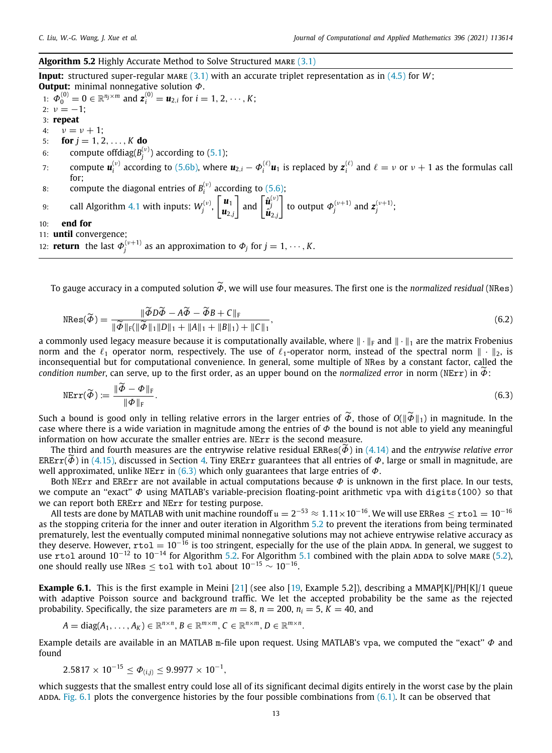**Algorithm 5.2** Highly Accurate Method to Solve Structured MARE (3.1)

**Input:** structured super-regular MARE (3.1) with an accurate triplet representation as in (4.5) for $W$;
**Output:** minimal nonnegative solution $\Phi$.

1: $\Phi_0^{(0)} = 0 \in \mathbb{R}^{n_j \times m}$ and $\boldsymbol{z}_i^{(0)} = \boldsymbol{u}_{2,i}$ for $i = 1, 2, \cdots, K$;
2: $\nu = -1$;
3: **repeat**
4: $\quad\nu = \nu + 1$;
5: $\quad$**for** $j = 1, 2, \ldots, K$ **do**
6: $\quad\quad$compute offdiag$(B_j^{(\nu)})$ according to (5.1);
7: $\quad\quad$compute $\boldsymbol{u}_i^{(\nu)}$ according to (5.6b), where $\boldsymbol{u}_{2,i} - \Phi_i^{(\ell)}\boldsymbol{u}_1$ is replaced by $\boldsymbol{z}_i^{(\ell)}$ and $\ell = \nu$ or $\nu + 1$ as the formulas call for;
8: $\quad\quad$compute the diagonal entries of $B_i^{(\nu)}$ according to (5.6);
9: $\quad\quad$call Algorithm 4.1 with inputs: $W_j^{(\nu)}$, $\begin{bmatrix} \boldsymbol{u}_1 \\ \boldsymbol{u}_{2,j} \end{bmatrix}$ and $\begin{bmatrix} \hat{\boldsymbol{u}}_j^{(\nu)} \\ \hat{\boldsymbol{u}}_{2,j} \end{bmatrix}$ to output $\Phi_j^{(\nu+1)}$ and $\boldsymbol{z}_j^{(\nu+1)}$;
10: $\quad$**end for**
11: **until** convergence;
12: **return** the last $\Phi_j^{(\nu+1)}$ as an approximation to $\Phi_j$ for $j = 1, \cdots, K$.

To gauge accuracy in a computed solution $\widetilde{\Phi}$, we will use four measures. The first one is the *normalized residual* (NRes)

$$\texttt{NRes}(\widetilde{\Phi}) = \frac{\|\widetilde{\Phi} D \widetilde{\Phi} - A\widetilde{\Phi} - \widetilde{\Phi} B + C\|_{\mathrm{F}}}{\|\widetilde{\Phi}\|_{\mathrm{F}}(\|\widetilde{\Phi}\|_1 \|D\|_1 + \|A\|_1 + \|B\|_1) + \|C\|_1}, \tag{6.2}$$

a commonly used legacy measure because it is computationally available, where $\|\cdot\|_{\mathrm{F}}$ and $\|\cdot\|_1$ are the matrix Frobenius norm and the $\ell_1$ operator norm, respectively. The use of $\ell_1$-operator norm, instead of the spectral norm $\|\cdot\|_2$, is inconsequential but for computational convenience. In general, some multiple of NRes by a constant factor, called the *condition number*, can serve, up to the first order, as an upper bound on the *normalized error* in norm (NErr) in $\widetilde{\Phi}$:

$$\texttt{NErr}(\widetilde{\Phi}) := \frac{\|\widetilde{\Phi} - \Phi\|_{\mathrm{F}}}{\|\Phi\|_{\mathrm{F}}}. \tag{6.3}$$

Such a bound is good only in telling relative errors in the larger entries of $\widetilde{\Phi}$, those of $O(\|\widetilde{\Phi}\|_1)$ in magnitude. In the case where there is a wide variation in magnitude among the entries of $\Phi$ the bound is not able to yield any meaningful information on how accurate the smaller entries are. NErr is the second measure.

The third and fourth measures are the entrywise relative residual ERRes$(\widetilde{\Phi})$ in (4.14) and the *entrywise relative error* ERErr$(\widetilde{\Phi})$ in (4.15), discussed in Section 4. Tiny ERErr guarantees that all entries of $\Phi$, large or small in magnitude, are well approximated, unlike NErr in (6.3) which only guarantees that large entries of $\Phi$.

Both NErr and ERErr are not available in actual computations because $\Phi$ is unknown in the first place. In our tests, we compute an "exact" $\Phi$ using MATLAB's variable-precision floating-point arithmetic vpa with digits(100) so that we can report both ERErr and NErr for testing purpose.

All tests are done by MATLAB with unit machine roundoff $\mathfrak{u} = 2^{-53} \approx 1.11 \times 10^{-16}$. We will use ERRes $\leq$ rtol $= 10^{-16}$ as the stopping criteria for the inner and outer iteration in Algorithm 5.2 to prevent the iterations from being terminated prematurely, lest the eventually computed minimal nonnegative solutions may not achieve entrywise relative accuracy as they deserve. However, rtol $= 10^{-16}$ is too stringent, especially for the use of the plain ADDA. In general, we suggest to use rtol around $10^{-12}$ to $10^{-14}$ for Algorithm 5.2. For Algorithm 5.1 combined with the plain ADDA to solve MARE (5.2), one should really use NRes $\leq$ tol with tol about $10^{-15} \sim 10^{-16}$.

**Example 6.1.** This is the first example in Meini [21] (see also [19, Example 5.2]), describing a MMAP[K]/PH[K]/1 queue with adaptive Poisson source and background traffic. We let the accepted probability be the same as the rejected probability. Specifically, the size parameters are $m = 8$, $n = 200$, $n_i = 5$, $K = 40$, and

$$A = \operatorname{diag}(A_1, \ldots, A_K) \in \mathbb{R}^{n \times n},\ B \in \mathbb{R}^{m \times m},\ C \in \mathbb{R}^{n \times m},\ D \in \mathbb{R}^{m \times n}.$$

Example details are available in an MATLAB m-file upon request. Using MATLAB's vpa, we computed the "exact" $\Phi$ and found

$$2.5817 \times 10^{-15} \leq \Phi_{(i,j)} \leq 9.9977 \times 10^{-1},$$

which suggests that the smallest entry could lose all of its significant decimal digits entirely in the worst case by the plain ADDA. Fig. 6.1 plots the convergence histories by the four possible combinations from (6.1). It can be observed that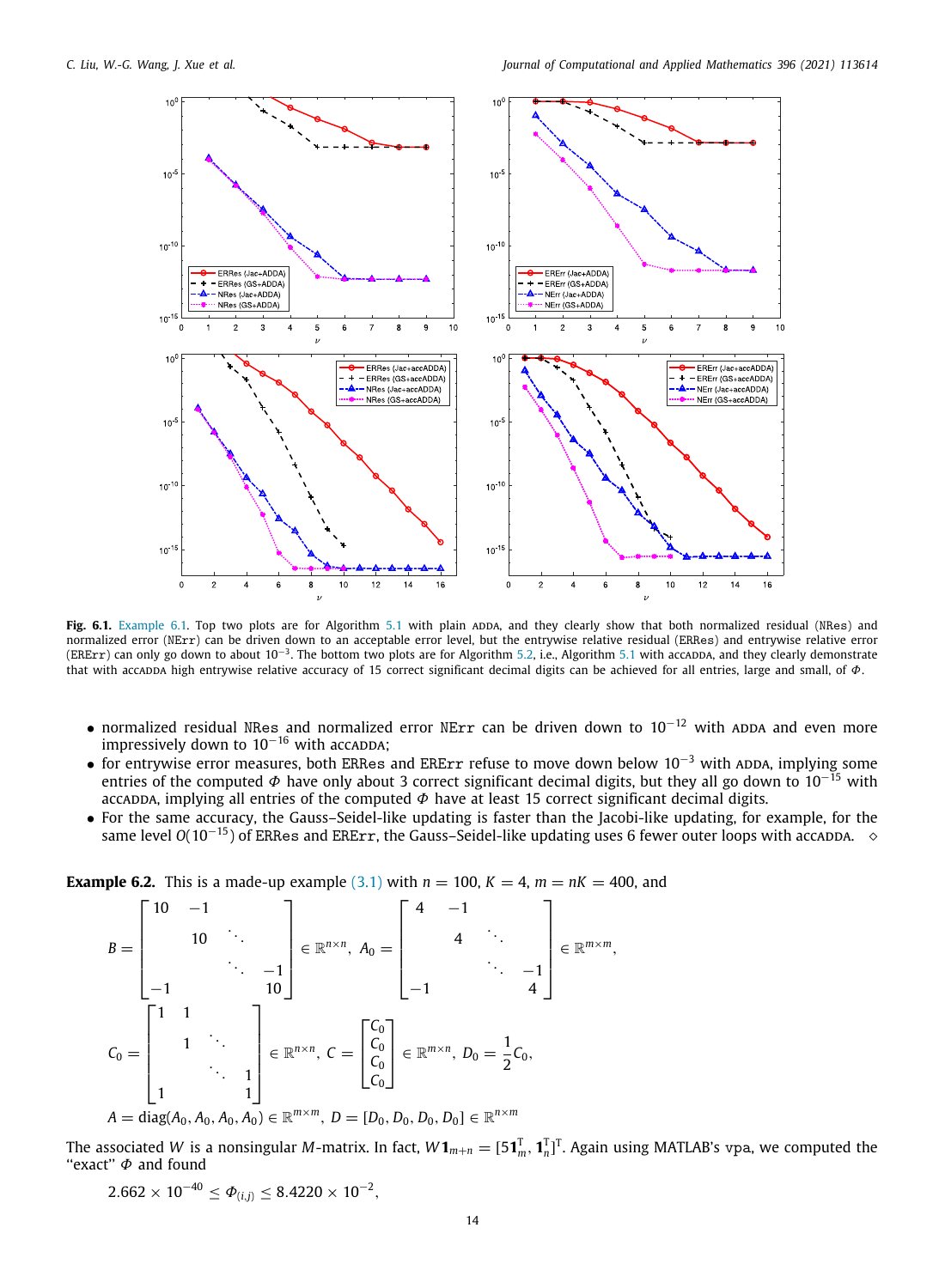**Fig. 6.1.** Example 6.1. Top two plots are for Algorithm 5.1 with plain ADDA, and they clearly show that both normalized residual (NRes) and normalized error (NErr) can be driven down to an acceptable error level, but the entrywise relative residual (ERRes) and entrywise relative error (ERErr) can only go down to about $10^{-3}$. The bottom two plots are for Algorithm 5.2, i.e., Algorithm 5.1 with accADDA, and they clearly demonstrate that with accADDA high entrywise relative accuracy of 15 correct significant decimal digits can be achieved for all entries, large and small, of $\Phi$.

- normalized residual NRes and normalized error NErr can be driven down to $10^{-12}$ with ADDA and even more impressively down to $10^{-16}$ with accADDA;
- for entrywise error measures, both ERRes and ERErr refuse to move down below $10^{-3}$ with ADDA, implying some entries of the computed $\Phi$ have only about 3 correct significant decimal digits, but they all go down to $10^{-15}$ with accADDA, implying all entries of the computed $\Phi$ have at least 15 correct significant decimal digits.
- For the same accuracy, the Gauss–Seidel-like updating is faster than the Jacobi-like updating, for example, for the same level $O(10^{-15})$ of ERRes and ERErr, the Gauss–Seidel-like updating uses 6 fewer outer loops with accADDA. $\diamond$

**Example 6.2.** This is a made-up example (3.1) with $n = 100$, $K = 4$, $m = nK = 400$, and

$$B = \begin{bmatrix} 10 & -1 & & \\ & 10 & \ddots & \\ & & \ddots & -1 \\ -1 & & & 10 \end{bmatrix} \in \mathbb{R}^{n\times n}, \quad A_0 = \begin{bmatrix} 4 & -1 & & \\ & 4 & \ddots & \\ & & \ddots & -1 \\ -1 & & & 4 \end{bmatrix} \in \mathbb{R}^{m\times m},$$

$$C_0 = \begin{bmatrix} 1 & 1 & & \\ & 1 & \ddots & \\ & & \ddots & 1 \\ 1 & & & 1 \end{bmatrix} \in \mathbb{R}^{n\times n}, \quad C = \begin{bmatrix} C_0 \\ C_0 \\ C_0 \\ C_0 \end{bmatrix} \in \mathbb{R}^{m\times n}, \quad D_0 = \frac{1}{2}C_0,$$

$$A = \operatorname{diag}(A_0, A_0, A_0, A_0) \in \mathbb{R}^{m\times m}, \quad D = [D_0, D_0, D_0, D_0] \in \mathbb{R}^{n\times m}$$

The associated $W$ is a nonsingular $M$-matrix. In fact, $W\mathbf{1}_{m+n} = [5\mathbf{1}_m^{\mathrm{T}}, \mathbf{1}_n^{\mathrm{T}}]^{\mathrm{T}}$. Again using MATLAB's vpa, we computed the "exact" $\Phi$ and found

$$2.662 \times 10^{-40} \le \Phi_{(i,j)} \le 8.4220 \times 10^{-2},$$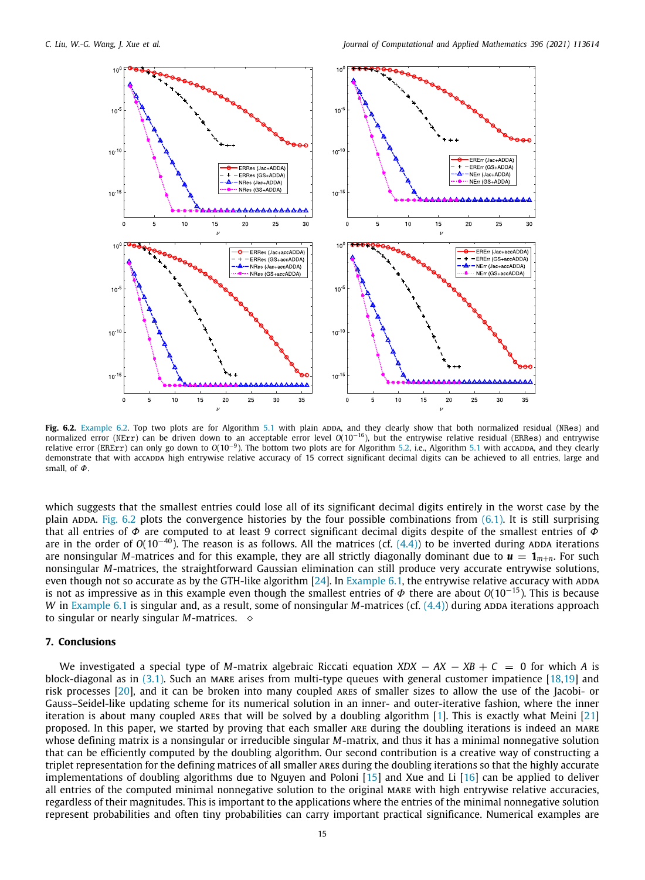**Fig. 6.2.** Example 6.2. Top two plots are for Algorithm 5.1 with plain ADDA, and they clearly show that both normalized residual (NRes) and normalized error (NErr) can be driven down to an acceptable error level $O(10^{-16})$, but the entrywise relative residual (ERRes) and entrywise relative error (ERErr) can only go down to $O(10^{-9})$. The bottom two plots are for Algorithm 5.2, i.e., Algorithm 5.1 with accADDA, and they clearly demonstrate that with accADDA high entrywise relative accuracy of 15 correct significant decimal digits can be achieved to all entries, large and small, of $\Phi$.

which suggests that the smallest entries could lose all of its significant decimal digits entirely in the worst case by the plain ADDA. Fig. 6.2 plots the convergence histories by the four possible combinations from (6.1). It is still surprising that all entries of $\Phi$ are computed to at least 9 correct significant decimal digits despite of the smallest entries of $\Phi$ are in the order of $O(10^{-40})$. The reason is as follows. All the matrices (cf. (4.4)) to be inverted during ADDA iterations are nonsingular $M$-matrices and for this example, they are all strictly diagonally dominant due to $\boldsymbol{u} = \mathbf{1}_{m+n}$. For such nonsingular $M$-matrices, the straightforward Gaussian elimination can still produce very accurate entrywise solutions, even though not so accurate as by the GTH-like algorithm [24]. In Example 6.1, the entrywise relative accuracy with ADDA is not as impressive as in this example even though the smallest entries of $\Phi$ there are about $O(10^{-15})$. This is because $W$ in Example 6.1 is singular and, as a result, some of nonsingular $M$-matrices (cf. (4.4)) during ADDA iterations approach to singular or nearly singular $M$-matrices. $\diamond$

## 7. Conclusions

We investigated a special type of $M$-matrix algebraic Riccati equation $XDX - AX - XB + C = 0$ for which $A$ is block-diagonal as in (3.1). Such an MARE arises from multi-type queues with general customer impatience [18,19] and risk processes [20], and it can be broken into many coupled AREs of smaller sizes to allow the use of the Jacobi- or Gauss–Seidel-like updating scheme for its numerical solution in an inner- and outer-iterative fashion, where the inner iteration is about many coupled AREs that will be solved by a doubling algorithm [1]. This is exactly what Meini [21] proposed. In this paper, we started by proving that each smaller ARE during the doubling iterations is indeed an MARE whose defining matrix is a nonsingular or irreducible singular $M$-matrix, and thus it has a minimal nonnegative solution that can be efficiently computed by the doubling algorithm. Our second contribution is a creative way of constructing a triplet representation for the defining matrices of all smaller AREs during the doubling iterations so that the highly accurate implementations of doubling algorithms due to Nguyen and Poloni [15] and Xue and Li [16] can be applied to deliver all entries of the computed minimal nonnegative solution to the original MARE with high entrywise relative accuracies, regardless of their magnitudes. This is important to the applications where the entries of the minimal nonnegative solution represent probabilities and often tiny probabilities can carry important practical significance. Numerical examples are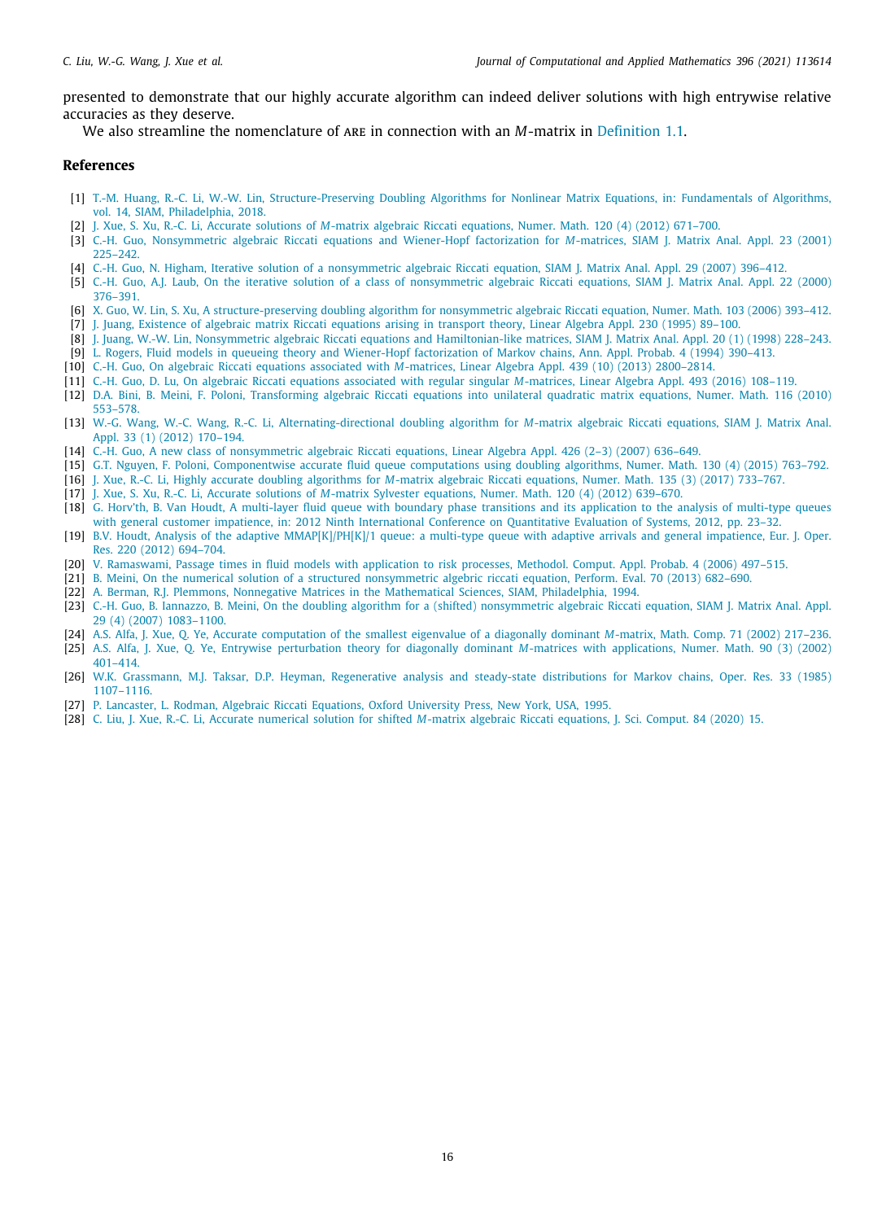presented to demonstrate that our highly accurate algorithm can indeed deliver solutions with high entrywise relative accuracies as they deserve.

We also streamline the nomenclature of ARE in connection with an $M$-matrix in Definition 1.1.

## References

[1] T.-M. Huang, R.-C. Li, W.-W. Lin, Structure-Preserving Doubling Algorithms for Nonlinear Matrix Equations, in: Fundamentals of Algorithms, vol. 14, SIAM, Philadelphia, 2018.

[2] J. Xue, S. Xu, R.-C. Li, Accurate solutions of $M$-matrix algebraic Riccati equations, Numer. Math. 120 (4) (2012) 671–700.

[3] C.-H. Guo, Nonsymmetric algebraic Riccati equations and Wiener-Hopf factorization for $M$-matrices, SIAM J. Matrix Anal. Appl. 23 (2001) 225–242.

[4] C.-H. Guo, N. Higham, Iterative solution of a nonsymmetric algebraic Riccati equation, SIAM J. Matrix Anal. Appl. 29 (2007) 396–412.

[5] C.-H. Guo, A.J. Laub, On the iterative solution of a class of nonsymmetric algebraic Riccati equations, SIAM J. Matrix Anal. Appl. 22 (2000) 376–391.

[6] X. Guo, W. Lin, S. Xu, A structure-preserving doubling algorithm for nonsymmetric algebraic Riccati equation, Numer. Math. 103 (2006) 393–412.

[7] J. Juang, Existence of algebraic matrix Riccati equations arising in transport theory, Linear Algebra Appl. 230 (1995) 89–100.

[8] J. Juang, W.-W. Lin, Nonsymmetric algebraic Riccati equations and Hamiltonian-like matrices, SIAM J. Matrix Anal. Appl. 20 (1) (1998) 228–243.

[9] L. Rogers, Fluid models in queueing theory and Wiener-Hopf factorization of Markov chains, Ann. Appl. Probab. 4 (1994) 390–413.

[10] C.-H. Guo, On algebraic Riccati equations associated with $M$-matrices, Linear Algebra Appl. 439 (10) (2013) 2800–2814.

[11] C.-H. Guo, D. Lu, On algebraic Riccati equations associated with regular singular $M$-matrices, Linear Algebra Appl. 493 (2016) 108–119.

[12] D.A. Bini, B. Meini, F. Poloni, Transforming algebraic Riccati equations into unilateral quadratic matrix equations, Numer. Math. 116 (2010) 553–578.

[13] W.-G. Wang, W.-C. Wang, R.-C. Li, Alternating-directional doubling algorithm for $M$-matrix algebraic Riccati equations, SIAM J. Matrix Anal. Appl. 33 (1) (2012) 170–194.

[14] C.-H. Guo, A new class of nonsymmetric algebraic Riccati equations, Linear Algebra Appl. 426 (2–3) (2007) 636–649.

[15] G.T. Nguyen, F. Poloni, Componentwise accurate fluid queue computations using doubling algorithms, Numer. Math. 130 (4) (2015) 763–792.

[16] J. Xue, R.-C. Li, Highly accurate doubling algorithms for $M$-matrix algebraic Riccati equations, Numer. Math. 135 (3) (2017) 733–767.

[17] J. Xue, S. Xu, R.-C. Li, Accurate solutions of $M$-matrix Sylvester equations, Numer. Math. 120 (4) (2012) 639–670.

[18] G. Horv'th, B. Van Houdt, A multi-layer fluid queue with boundary phase transitions and its application to the analysis of multi-type queues with general customer impatience, in: 2012 Ninth International Conference on Quantitative Evaluation of Systems, 2012, pp. 23–32.

[19] B.V. Houdt, Analysis of the adaptive MMAP[K]/PH[K]/1 queue: a multi-type queue with adaptive arrivals and general impatience, Eur. J. Oper. Res. 220 (2012) 694–704.

[20] V. Ramaswami, Passage times in fluid models with application to risk processes, Methodol. Comput. Appl. Probab. 4 (2006) 497–515.

[21] B. Meini, On the numerical solution of a structured nonsymmetric algebric riccati equation, Perform. Eval. 70 (2013) 682–690.

[22] A. Berman, R.J. Plemmons, Nonnegative Matrices in the Mathematical Sciences, SIAM, Philadelphia, 1994.

[23] C.-H. Guo, B. Iannazzo, B. Meini, On the doubling algorithm for a (shifted) nonsymmetric algebraic Riccati equation, SIAM J. Matrix Anal. Appl. 29 (4) (2007) 1083–1100.

[24] A.S. Alfa, J. Xue, Q. Ye, Accurate computation of the smallest eigenvalue of a diagonally dominant $M$-matrix, Math. Comp. 71 (2002) 217–236.

[25] A.S. Alfa, J. Xue, Q. Ye, Entrywise perturbation theory for diagonally dominant $M$-matrices with applications, Numer. Math. 90 (3) (2002) 401–414.

[26] W.K. Grassmann, M.J. Taksar, D.P. Heyman, Regenerative analysis and steady-state distributions for Markov chains, Oper. Res. 33 (1985) 1107–1116.

[27] P. Lancaster, L. Rodman, Algebraic Riccati Equations, Oxford University Press, New York, USA, 1995.

[28] C. Liu, J. Xue, R.-C. Li, Accurate numerical solution for shifted $M$-matrix algebraic Riccati equations, J. Sci. Comput. 84 (2020) 15.